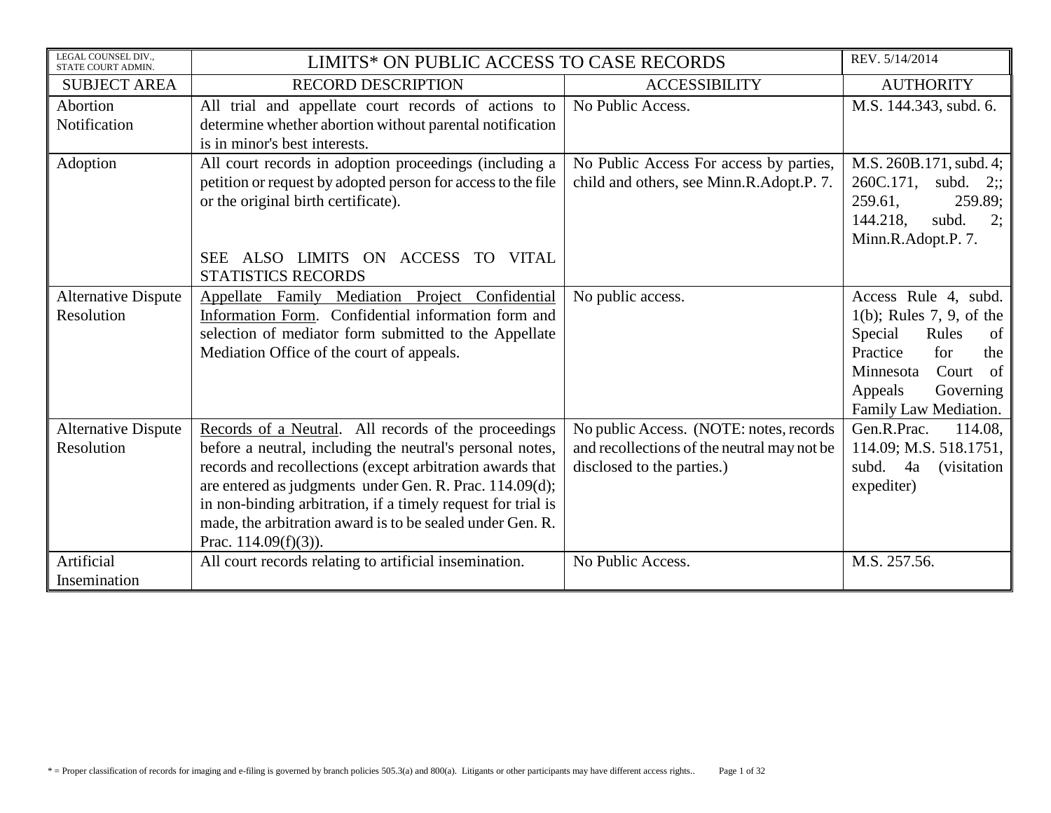| LEGAL COUNSEL DIV., STATE COURT ADMIN. | LIMITS* ON PUBLIC ACCESS TO CASE RECORDS | | REV. 5/14/2014 |
|---|---|---|---|
| SUBJECT AREA | RECORD DESCRIPTION | ACCESSIBILITY | AUTHORITY |
| Abortion Notification | All trial and appellate court records of actions to determine whether abortion without parental notification is in minor's best interests. | No Public Access. | M.S. 144.343, subd. 6. |
| Adoption | All court records in adoption proceedings (including a petition or request by adopted person for access to the file or the original birth certificate).<br><br>SEE ALSO LIMITS ON ACCESS TO VITAL STATISTICS RECORDS | No Public Access For access by parties, child and others, see Minn.R.Adopt.P. 7. | M.S. 260B.171, subd. 4; 260C.171, subd. 2;; 259.61, 259.89; 144.218, subd. 2; Minn.R.Adopt.P. 7. |
| Alternative Dispute Resolution | Appellate Family Mediation Project Confidential Information Form. Confidential information form and selection of mediator form submitted to the Appellate Mediation Office of the court of appeals. | No public access. | Access Rule 4, subd. 1(b); Rules 7, 9, of the Special Rules of Practice for the Minnesota Court of Appeals Governing Family Law Mediation. |
| Alternative Dispute Resolution | Records of a Neutral. All records of the proceedings before a neutral, including the neutral's personal notes, records and recollections (except arbitration awards that are entered as judgments under Gen. R. Prac. 114.09(d); in non-binding arbitration, if a timely request for trial is made, the arbitration award is to be sealed under Gen. R. Prac. 114.09(f)(3)). | No public Access. (NOTE: notes, records and recollections of the neutral may not be disclosed to the parties.) | Gen.R.Prac. 114.08, 114.09; M.S. 518.1751, subd. 4a (visitation expediter) |
| Artificial Insemination | All court records relating to artificial insemination. | No Public Access. | M.S. 257.56. |

* = Proper classification of records for imaging and e-filing is governed by branch policies 505.3(a) and 800(a). Litigants or other participants may have different access rights..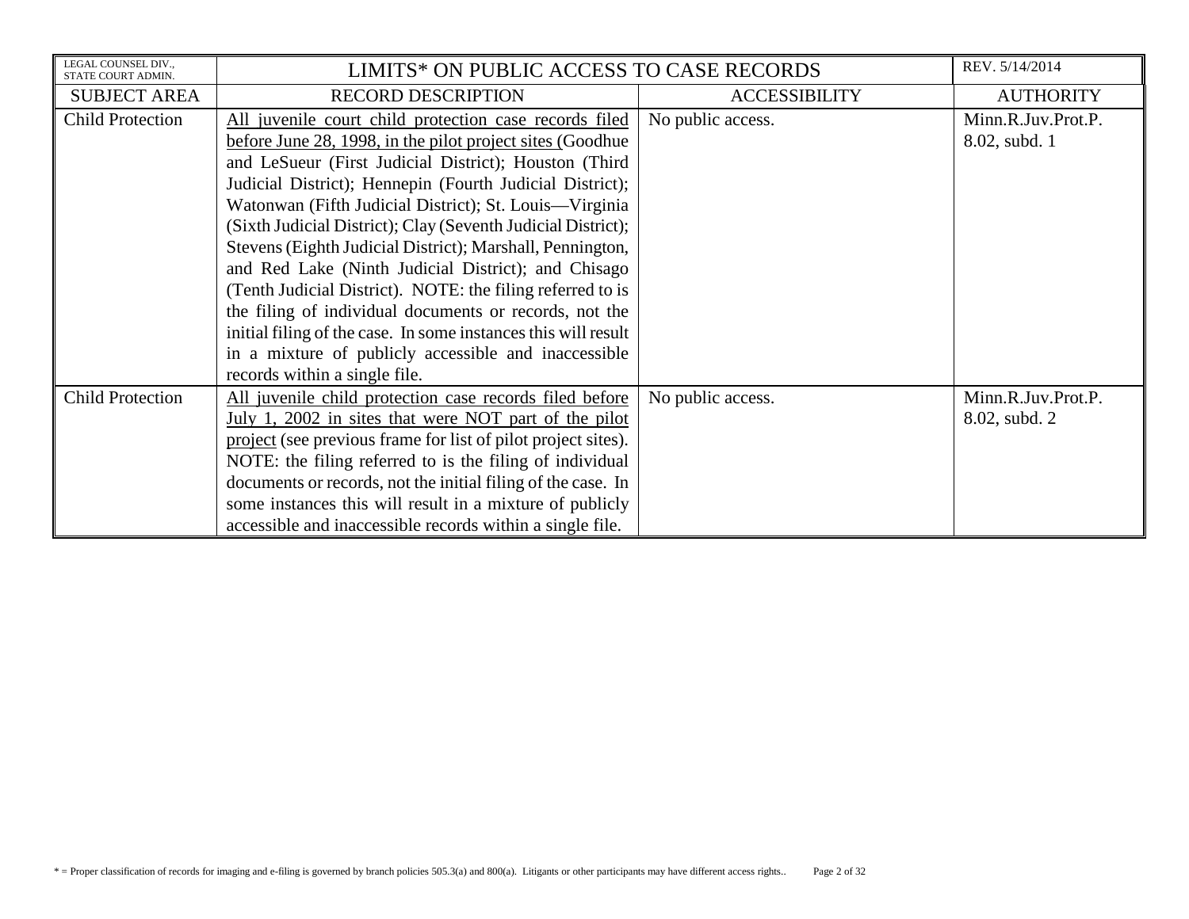| LEGAL COUNSEL DIV., STATE COURT ADMIN. | LIMITS* ON PUBLIC ACCESS TO CASE RECORDS | | REV. 5/14/2014 |
|---|---|---|---|
| SUBJECT AREA | RECORD DESCRIPTION | ACCESSIBILITY | AUTHORITY |
| Child Protection | All juvenile court child protection case records filed before June 28, 1998, in the pilot project sites (Goodhue and LeSueur (First Judicial District); Houston (Third Judicial District); Hennepin (Fourth Judicial District); Watonwan (Fifth Judicial District); St. Louis—Virginia (Sixth Judicial District); Clay (Seventh Judicial District); Stevens (Eighth Judicial District); Marshall, Pennington, and Red Lake (Ninth Judicial District); and Chisago (Tenth Judicial District). NOTE: the filing referred to is the filing of individual documents or records, not the initial filing of the case. In some instances this will result in a mixture of publicly accessible and inaccessible records within a single file. | No public access. | Minn.R.Juv.Prot.P. 8.02, subd. 1 |
| Child Protection | All juvenile child protection case records filed before July 1, 2002 in sites that were NOT part of the pilot project (see previous frame for list of pilot project sites). NOTE: the filing referred to is the filing of individual documents or records, not the initial filing of the case. In some instances this will result in a mixture of publicly accessible and inaccessible records within a single file. | No public access. | Minn.R.Juv.Prot.P. 8.02, subd. 2 |

* = Proper classification of records for imaging and e-filing is governed by branch policies 505.3(a) and 800(a). Litigants or other participants may have different access rights..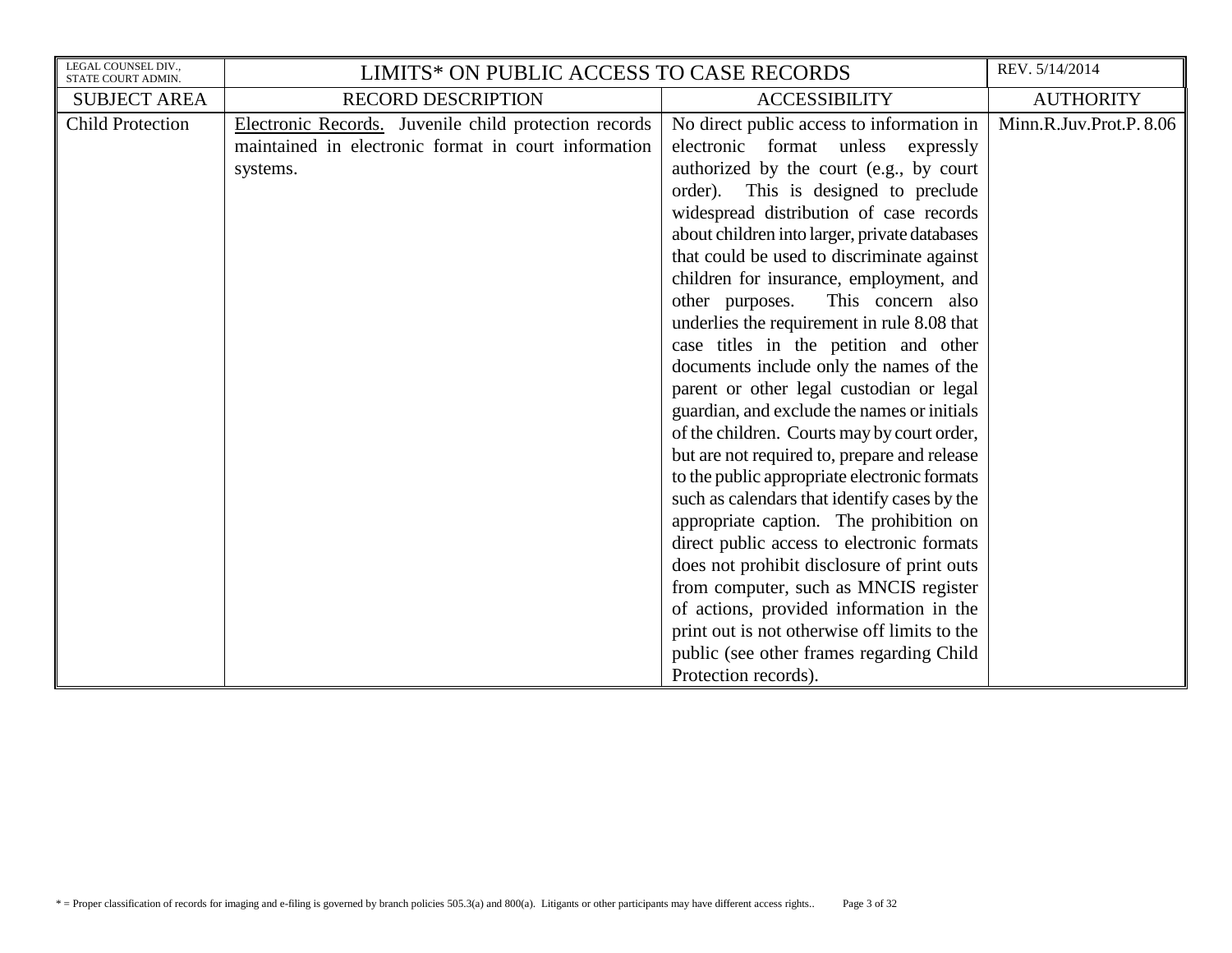| LEGAL COUNSEL DIV., STATE COURT ADMIN. | LIMITS* ON PUBLIC ACCESS TO CASE RECORDS | | REV. 5/14/2014 |
| --- | --- | --- | --- |
| SUBJECT AREA | RECORD DESCRIPTION | ACCESSIBILITY | AUTHORITY |
| Child Protection | Electronic Records. Juvenile child protection records maintained in electronic format in court information systems. | No direct public access to information in electronic format unless expressly authorized by the court (e.g., by court order). This is designed to preclude widespread distribution of case records about children into larger, private databases that could be used to discriminate against children for insurance, employment, and other purposes. This concern also underlies the requirement in rule 8.08 that case titles in the petition and other documents include only the names of the parent or other legal custodian or legal guardian, and exclude the names or initials of the children. Courts may by court order, but are not required to, prepare and release to the public appropriate electronic formats such as calendars that identify cases by the appropriate caption. The prohibition on direct public access to electronic formats does not prohibit disclosure of print outs from computer, such as MNCIS register of actions, provided information in the print out is not otherwise off limits to the public (see other frames regarding Child Protection records). | Minn.R.Juv.Prot.P. 8.06 |

* = Proper classification of records for imaging and e-filing is governed by branch policies 505.3(a) and 800(a). Litigants or other participants may have different access rights..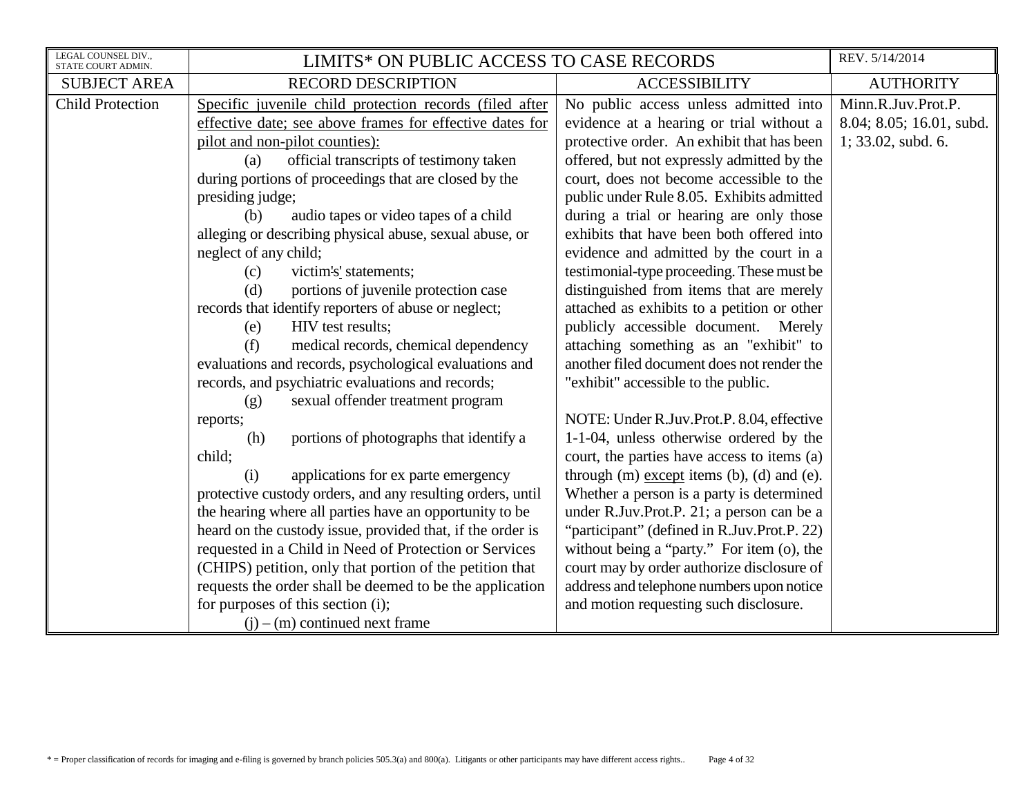| LEGAL COUNSEL DIV., STATE COURT ADMIN. | LIMITS* ON PUBLIC ACCESS TO CASE RECORDS | | REV. 5/14/2014 |
|---|---|---|---|
| SUBJECT AREA | RECORD DESCRIPTION | ACCESSIBILITY | AUTHORITY |
| Child Protection | Specific juvenile child protection records (filed after effective date; see above frames for effective dates for pilot and non-pilot counties):<br>(a) official transcripts of testimony taken during portions of proceedings that are closed by the presiding judge;<br>(b) audio tapes or video tapes of a child alleging or describing physical abuse, sexual abuse, or neglect of any child;<br>(c) victim's' statements;<br>(d) portions of juvenile protection case records that identify reporters of abuse or neglect;<br>(e) HIV test results;<br>(f) medical records, chemical dependency evaluations and records, psychological evaluations and records, and psychiatric evaluations and records;<br>(g) sexual offender treatment program reports;<br>(h) portions of photographs that identify a child;<br>(i) applications for ex parte emergency protective custody orders, and any resulting orders, until the hearing where all parties have an opportunity to be heard on the custody issue, provided that, if the order is requested in a Child in Need of Protection or Services (CHIPS) petition, only that portion of the petition that requests the order shall be deemed to be the application for purposes of this section (i);<br>(j) – (m) continued next frame | No public access unless admitted into evidence at a hearing or trial without a protective order. An exhibit that has been offered, but not expressly admitted by the court, does not become accessible to the public under Rule 8.05. Exhibits admitted during a trial or hearing are only those exhibits that have been both offered into evidence and admitted by the court in a testimonial-type proceeding. These must be distinguished from items that are merely attached as exhibits to a petition or other publicly accessible document. Merely attaching something as an "exhibit" to another filed document does not render the "exhibit" accessible to the public.<br><br>NOTE: Under R.Juv.Prot.P. 8.04, effective 1-1-04, unless otherwise ordered by the court, the parties have access to items (a) through (m) except items (b), (d) and (e). Whether a person is a party is determined under R.Juv.Prot.P. 21; a person can be a "participant" (defined in R.Juv.Prot.P. 22) without being a "party." For item (o), the court may by order authorize disclosure of address and telephone numbers upon notice and motion requesting such disclosure. | Minn.R.Juv.Prot.P. 8.04; 8.05; 16.01, subd. 1; 33.02, subd. 6. |

* = Proper classification of records for imaging and e-filing is governed by branch policies 505.3(a) and 800(a). Litigants or other participants may have different access rights..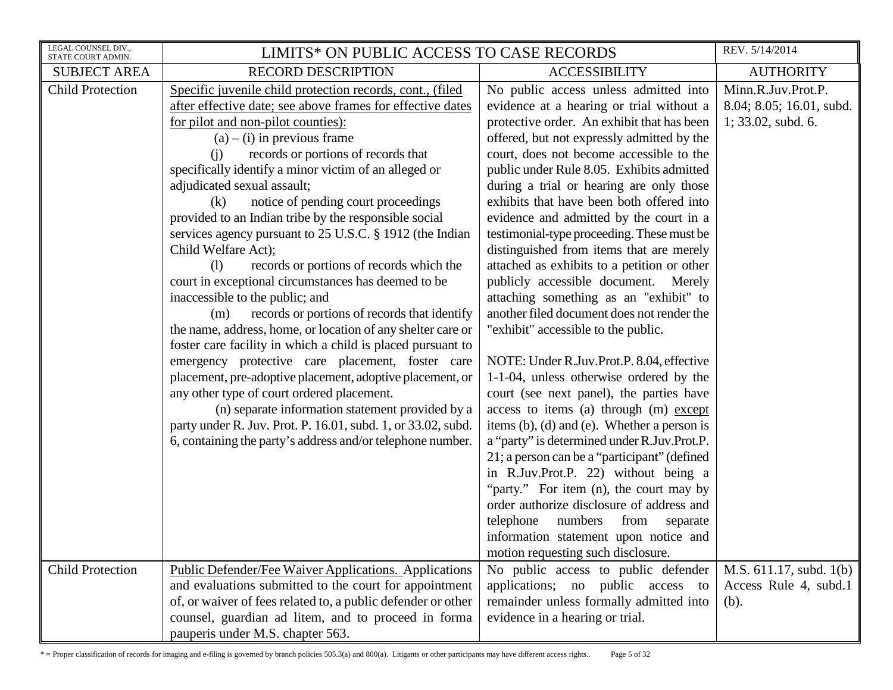| LEGAL COUNSEL DIV., STATE COURT ADMIN. | LIMITS* ON PUBLIC ACCESS TO CASE RECORDS | | REV. 5/14/2014 |
|---|---|---|---|
| SUBJECT AREA | RECORD DESCRIPTION | ACCESSIBILITY | AUTHORITY |
| Child Protection | <u>Specific juvenile child protection records, cont., (filed after effective date; see above frames for effective dates for pilot and non-pilot counties):</u><br>(a) – (i) in previous frame<br>(j) records or portions of records that specifically identify a minor victim of an alleged or adjudicated sexual assault;<br>(k) notice of pending court proceedings provided to an Indian tribe by the responsible social services agency pursuant to 25 U.S.C. § 1912 (the Indian Child Welfare Act);<br>(l) records or portions of records which the court in exceptional circumstances has deemed to be inaccessible to the public; and<br>(m) records or portions of records that identify the name, address, home, or location of any shelter care or foster care facility in which a child is placed pursuant to emergency protective care placement, foster care placement, pre-adoptive placement, adoptive placement, or any other type of court ordered placement.<br>(n) separate information statement provided by a party under R. Juv. Prot. P. 16.01, subd. 1, or 33.02, subd. 6, containing the party's address and/or telephone number. | No public access unless admitted into evidence at a hearing or trial without a protective order. An exhibit that has been offered, but not expressly admitted by the court, does not become accessible to the public under Rule 8.05. Exhibits admitted during a trial or hearing are only those exhibits that have been both offered into evidence and admitted by the court in a testimonial-type proceeding. These must be distinguished from items that are merely attached as exhibits to a petition or other publicly accessible document. Merely attaching something as an "exhibit" to another filed document does not render the "exhibit" accessible to the public.<br><br>NOTE: Under R.Juv.Prot.P. 8.04, effective 1-1-04, unless otherwise ordered by the court (see next panel), the parties have access to items (a) through (m) <u>except</u> items (b), (d) and (e). Whether a person is a "party" is determined under R.Juv.Prot.P. 21; a person can be a "participant" (defined in R.Juv.Prot.P. 22) without being a "party." For item (n), the court may by order authorize disclosure of address and telephone numbers from separate information statement upon notice and motion requesting such disclosure. | Minn.R.Juv.Prot.P. 8.04; 8.05; 16.01, subd. 1; 33.02, subd. 6. |
| Child Protection | <u>Public Defender/Fee Waiver Applications.</u> Applications and evaluations submitted to the court for appointment of, or waiver of fees related to, a public defender or other counsel, guardian ad litem, and to proceed in forma pauperis under M.S. chapter 563. | No public access to public defender applications; no public access to remainder unless formally admitted into evidence in a hearing or trial. | M.S. 611.17, subd. 1(b) Access Rule 4, subd.1 (b). |

* = Proper classification of records for imaging and e-filing is governed by branch policies 505.3(a) and 800(a). Litigants or other participants may have different access rights..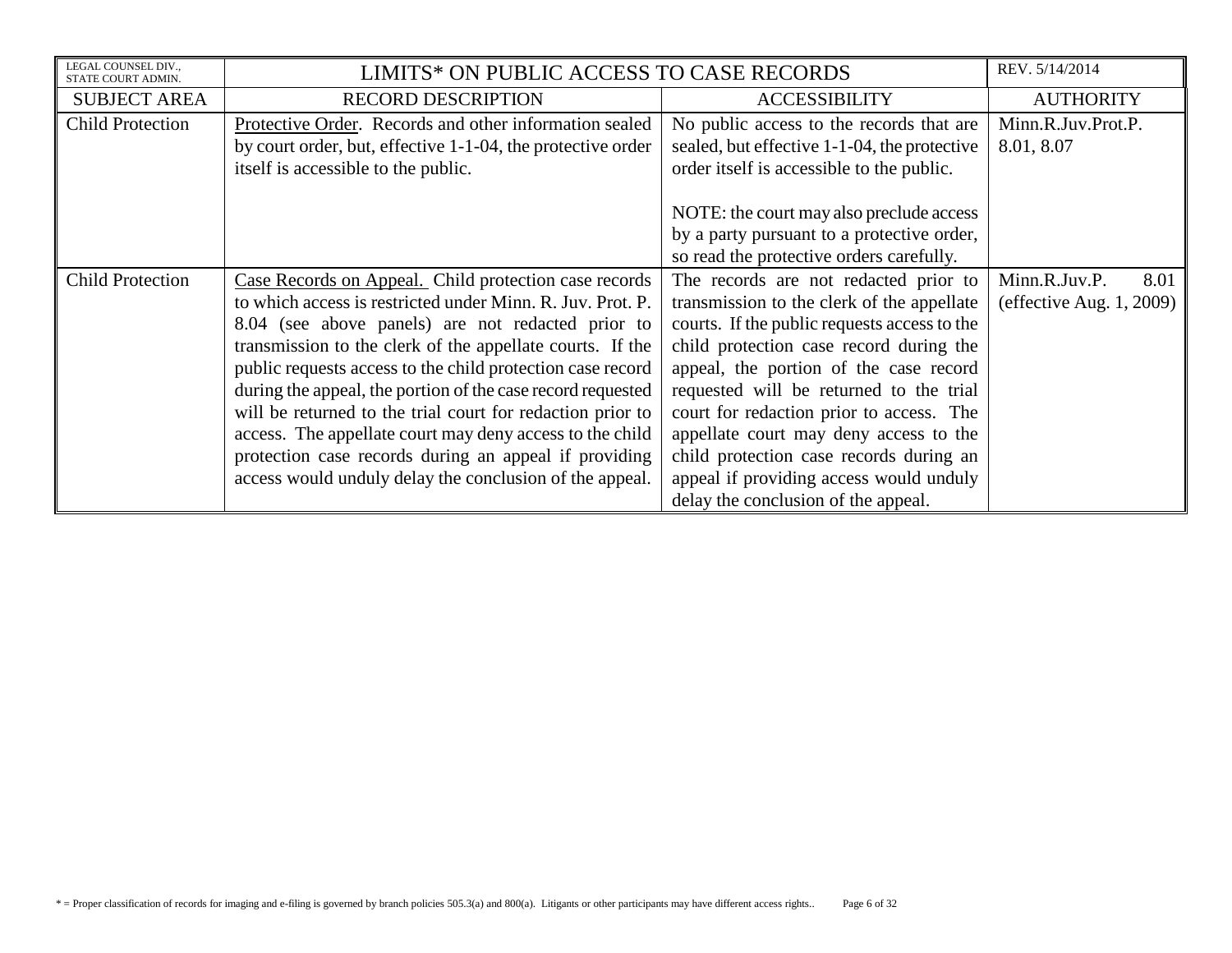| LEGAL COUNSEL DIV., STATE COURT ADMIN. | LIMITS* ON PUBLIC ACCESS TO CASE RECORDS | | REV. 5/14/2014 |
|---|---|---|---|
| SUBJECT AREA | RECORD DESCRIPTION | ACCESSIBILITY | AUTHORITY |
| Child Protection | <u>Protective Order</u>. Records and other information sealed by court order, but, effective 1-1-04, the protective order itself is accessible to the public. | No public access to the records that are sealed, but effective 1-1-04, the protective order itself is accessible to the public.<br><br>NOTE: the court may also preclude access by a party pursuant to a protective order, so read the protective orders carefully. | Minn.R.Juv.Prot.P. 8.01, 8.07 |
| Child Protection | <u>Case Records on Appeal.</u> Child protection case records to which access is restricted under Minn. R. Juv. Prot. P. 8.04 (see above panels) are not redacted prior to transmission to the clerk of the appellate courts. If the public requests access to the child protection case record during the appeal, the portion of the case record requested will be returned to the trial court for redaction prior to access. The appellate court may deny access to the child protection case records during an appeal if providing access would unduly delay the conclusion of the appeal. | The records are not redacted prior to transmission to the clerk of the appellate courts. If the public requests access to the child protection case record during the appeal, the portion of the case record requested will be returned to the trial court for redaction prior to access. The appellate court may deny access to the child protection case records during an appeal if providing access would unduly delay the conclusion of the appeal. | Minn.R.Juv.P. 8.01 (effective Aug. 1, 2009) |

* = Proper classification of records for imaging and e-filing is governed by branch policies 505.3(a) and 800(a). Litigants or other participants may have different access rights..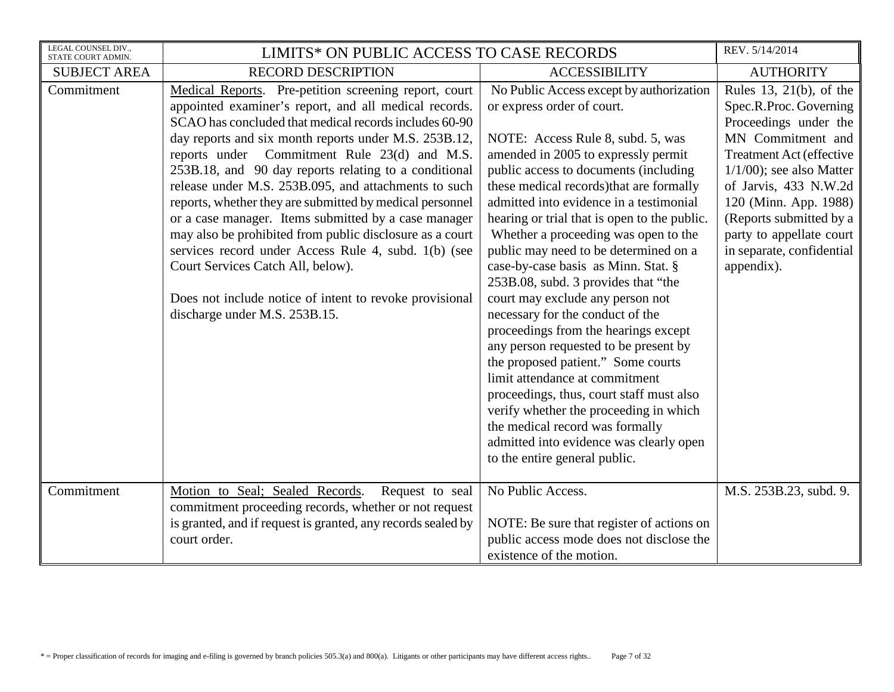| LEGAL COUNSEL DIV., STATE COURT ADMIN. | LIMITS* ON PUBLIC ACCESS TO CASE RECORDS | | REV. 5/14/2014 |
|---|---|---|---|
| SUBJECT AREA | RECORD DESCRIPTION | ACCESSIBILITY | AUTHORITY |
| Commitment | Medical Reports. Pre-petition screening report, court appointed examiner's report, and all medical records. SCAO has concluded that medical records includes 60-90 day reports and six month reports under M.S. 253B.12, reports under Commitment Rule 23(d) and M.S. 253B.18, and 90 day reports relating to a conditional release under M.S. 253B.095, and attachments to such reports, whether they are submitted by medical personnel or a case manager. Items submitted by a case manager may also be prohibited from public disclosure as a court services record under Access Rule 4, subd. 1(b) (see Court Services Catch All, below).<br><br>Does not include notice of intent to revoke provisional discharge under M.S. 253B.15. | No Public Access except by authorization or express order of court.<br><br>NOTE: Access Rule 8, subd. 5, was amended in 2005 to expressly permit public access to documents (including these medical records)that are formally admitted into evidence in a testimonial hearing or trial that is open to the public. Whether a proceeding was open to the public may need to be determined on a case-by-case basis as Minn. Stat. § 253B.08, subd. 3 provides that "the court may exclude any person not necessary for the conduct of the proceedings from the hearings except any person requested to be present by the proposed patient." Some courts limit attendance at commitment proceedings, thus, court staff must also verify whether the proceeding in which the medical record was formally admitted into evidence was clearly open to the entire general public. | Rules 13, 21(b), of the Spec.R.Proc. Governing Proceedings under the MN Commitment and Treatment Act (effective 1/1/00); see also Matter of Jarvis, 433 N.W.2d 120 (Minn. App. 1988) (Reports submitted by a party to appellate court in separate, confidential appendix). |
| Commitment | Motion to Seal; Sealed Records. Request to seal commitment proceeding records, whether or not request is granted, and if request is granted, any records sealed by court order. | No Public Access.<br><br>NOTE: Be sure that register of actions on public access mode does not disclose the existence of the motion. | M.S. 253B.23, subd. 9. |

\* = Proper classification of records for imaging and e-filing is governed by branch policies 505.3(a) and 800(a). Litigants or other participants may have different access rights..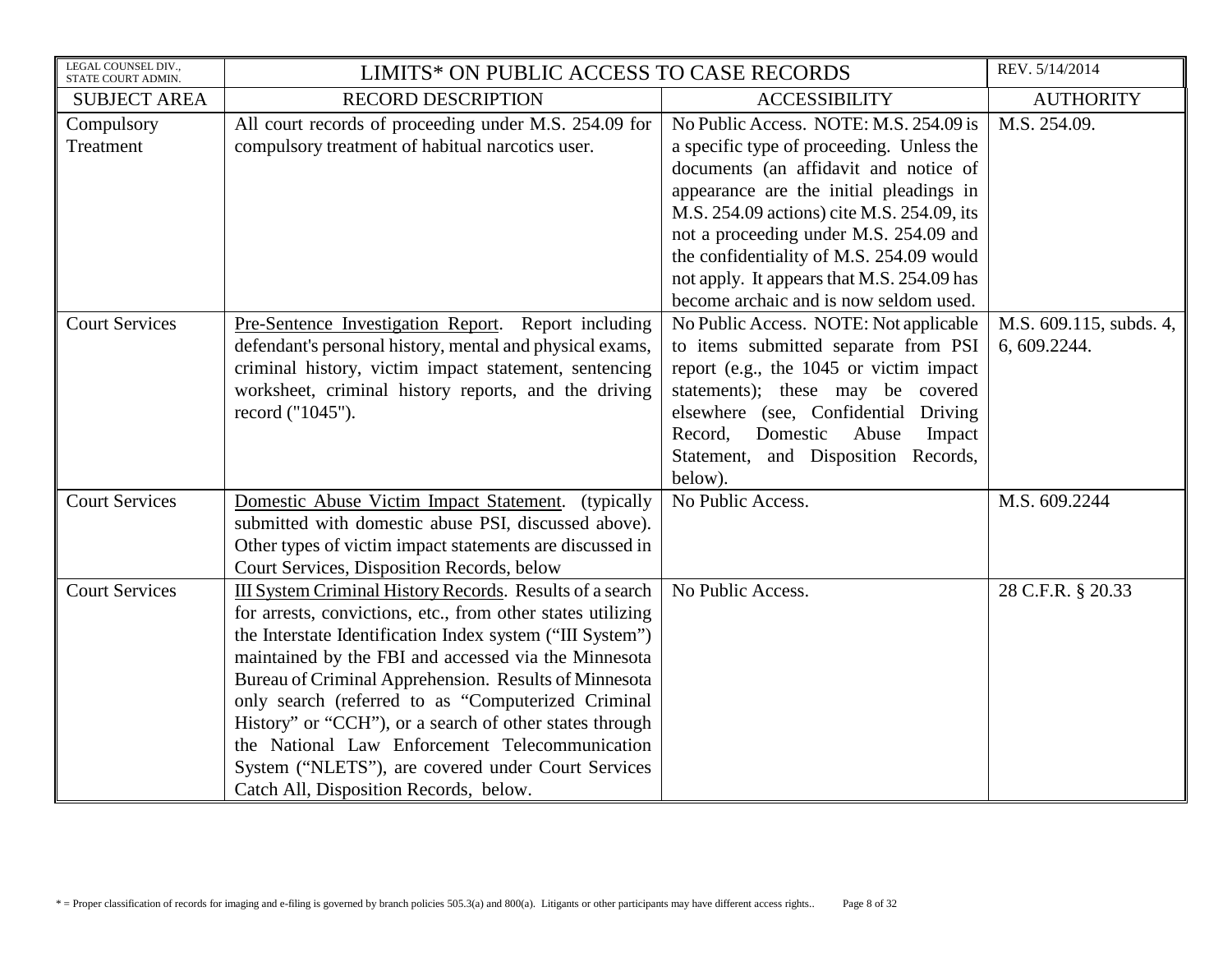| LEGAL COUNSEL DIV., STATE COURT ADMIN. | LIMITS* ON PUBLIC ACCESS TO CASE RECORDS | | REV. 5/14/2014 |
|---|---|---|---|
| SUBJECT AREA | RECORD DESCRIPTION | ACCESSIBILITY | AUTHORITY |
| Compulsory Treatment | All court records of proceeding under M.S. 254.09 for compulsory treatment of habitual narcotics user. | No Public Access. NOTE: M.S. 254.09 is a specific type of proceeding. Unless the documents (an affidavit and notice of appearance are the initial pleadings in M.S. 254.09 actions) cite M.S. 254.09, its not a proceeding under M.S. 254.09 and the confidentiality of M.S. 254.09 would not apply. It appears that M.S. 254.09 has become archaic and is now seldom used. | M.S. 254.09. |
| Court Services | Pre-Sentence Investigation Report. Report including defendant's personal history, mental and physical exams, criminal history, victim impact statement, sentencing worksheet, criminal history reports, and the driving record ("1045"). | No Public Access. NOTE: Not applicable to items submitted separate from PSI report (e.g., the 1045 or victim impact statements); these may be covered elsewhere (see, Confidential Driving Record, Domestic Abuse Impact Statement, and Disposition Records, below). | M.S. 609.115, subds. 4, 6, 609.2244. |
| Court Services | Domestic Abuse Victim Impact Statement. (typically submitted with domestic abuse PSI, discussed above). Other types of victim impact statements are discussed in Court Services, Disposition Records, below | No Public Access. | M.S. 609.2244 |
| Court Services | III System Criminal History Records. Results of a search for arrests, convictions, etc., from other states utilizing the Interstate Identification Index system ("III System") maintained by the FBI and accessed via the Minnesota Bureau of Criminal Apprehension. Results of Minnesota only search (referred to as "Computerized Criminal History" or "CCH"), or a search of other states through the National Law Enforcement Telecommunication System ("NLETS"), are covered under Court Services Catch All, Disposition Records, below. | No Public Access. | 28 C.F.R. § 20.33 |

* = Proper classification of records for imaging and e-filing is governed by branch policies 505.3(a) and 800(a). Litigants or other participants may have different access rights..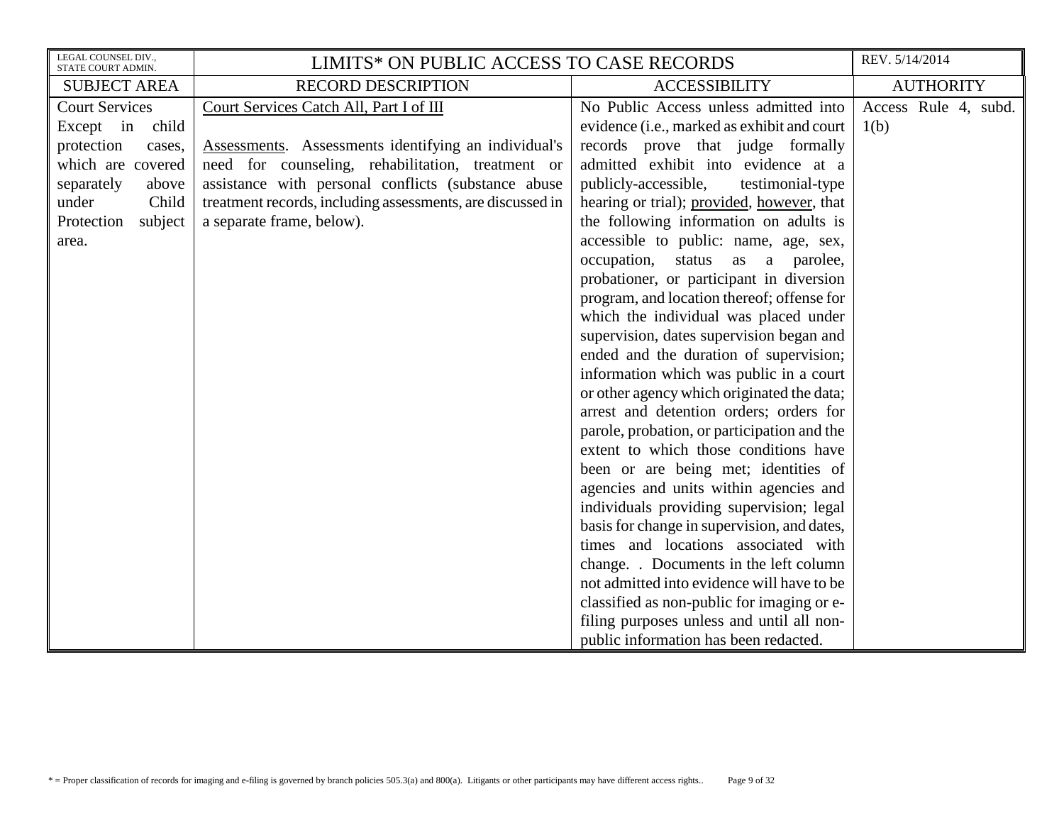| LEGAL COUNSEL DIV., STATE COURT ADMIN. | LIMITS* ON PUBLIC ACCESS TO CASE RECORDS | | REV. 5/14/2014 |
|---|---|---|---|
| SUBJECT AREA | RECORD DESCRIPTION | ACCESSIBILITY | AUTHORITY |
| Court Services Except in child protection cases, which are covered separately above under Child Protection subject area. | Court Services Catch All, Part I of III<br><br>Assessments. Assessments identifying an individual's need for counseling, rehabilitation, treatment or assistance with personal conflicts (substance abuse treatment records, including assessments, are discussed in a separate frame, below). | No Public Access unless admitted into evidence (i.e., marked as exhibit and court records prove that judge formally admitted exhibit into evidence at a publicly-accessible, testimonial-type hearing or trial); provided, however, that the following information on adults is accessible to public: name, age, sex, occupation, status as a parolee, probationer, or participant in diversion program, and location thereof; offense for which the individual was placed under supervision, dates supervision began and ended and the duration of supervision; information which was public in a court or other agency which originated the data; arrest and detention orders; orders for parole, probation, or participation and the extent to which those conditions have been or are being met; identities of agencies and units within agencies and individuals providing supervision; legal basis for change in supervision, and dates, times and locations associated with change. . Documents in the left column not admitted into evidence will have to be classified as non-public for imaging or e-filing purposes unless and until all non-public information has been redacted. | Access Rule 4, subd. 1(b) |

* = Proper classification of records for imaging and e-filing is governed by branch policies 505.3(a) and 800(a). Litigants or other participants may have different access rights..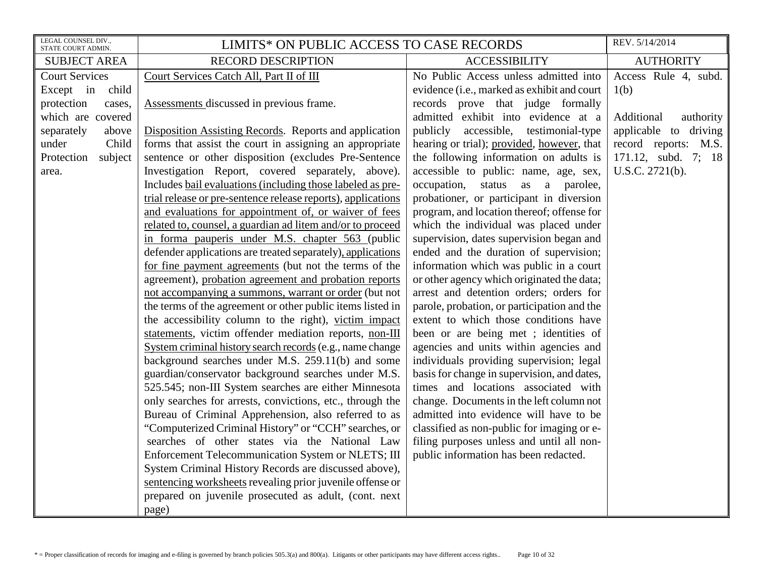| LEGAL COUNSEL DIV., STATE COURT ADMIN. | LIMITS* ON PUBLIC ACCESS TO CASE RECORDS | | REV. 5/14/2014 |
|---|---|---|---|
| SUBJECT AREA | RECORD DESCRIPTION | ACCESSIBILITY | AUTHORITY |
| Court Services Except in child protection cases, which are covered separately above under Child Protection subject area. | Court Services Catch All, Part II of III<br><br>Assessments discussed in previous frame.<br><br>Disposition Assisting Records. Reports and application forms that assist the court in assigning an appropriate sentence or other disposition (excludes Pre-Sentence Investigation Report, covered separately, above). Includes bail evaluations (including those labeled as pre-trial release or pre-sentence release reports), applications and evaluations for appointment of, or waiver of fees related to, counsel, a guardian ad litem and/or to proceed in forma pauperis under M.S. chapter 563 (public defender applications are treated separately), applications for fine payment agreements (but not the terms of the agreement), probation agreement and probation reports not accompanying a summons, warrant or order (but not the terms of the agreement or other public items listed in the accessibility column to the right), victim impact statements, victim offender mediation reports, non-III System criminal history search records (e.g., name change background searches under M.S. 259.11(b) and some guardian/conservator background searches under M.S. 525.545; non-III System searches are either Minnesota only searches for arrests, convictions, etc., through the Bureau of Criminal Apprehension, also referred to as "Computerized Criminal History" or "CCH" searches, or searches of other states via the National Law Enforcement Telecommunication System or NLETS; III System Criminal History Records are discussed above), sentencing worksheets revealing prior juvenile offense or prepared on juvenile prosecuted as adult, (cont. next page) | No Public Access unless admitted into evidence (i.e., marked as exhibit and court records prove that judge formally admitted exhibit into evidence at a publicly accessible, testimonial-type hearing or trial); provided, however, that the following information on adults is accessible to public: name, age, sex, occupation, status as a parolee, probationer, or participant in diversion program, and location thereof; offense for which the individual was placed under supervision, dates supervision began and ended and the duration of supervision; information which was public in a court or other agency which originated the data; arrest and detention orders; orders for parole, probation, or participation and the extent to which those conditions have been or are being met ; identities of agencies and units within agencies and individuals providing supervision; legal basis for change in supervision, and dates, times and locations associated with change. Documents in the left column not admitted into evidence will have to be classified as non-public for imaging or e-filing purposes unless and until all non-public information has been redacted. | Access Rule 4, subd. 1(b)<br><br>Additional authority applicable to driving record reports: M.S. 171.12, subd. 7; 18 U.S.C. 2721(b). |

* = Proper classification of records for imaging and e-filing is governed by branch policies 505.3(a) and 800(a). Litigants or other participants may have different access rights..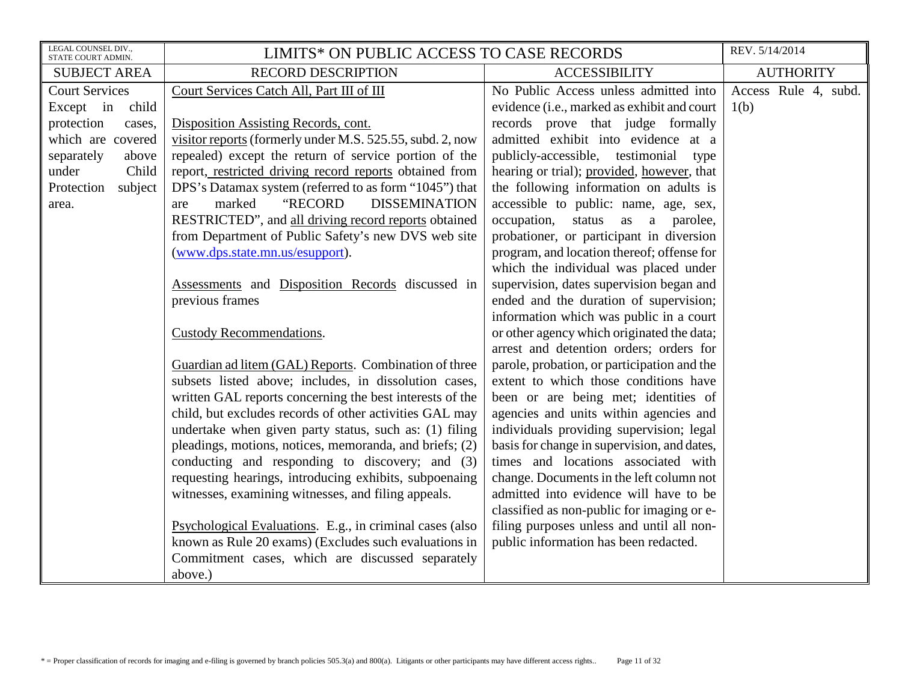| LEGAL COUNSEL DIV., STATE COURT ADMIN. | LIMITS* ON PUBLIC ACCESS TO CASE RECORDS | | REV. 5/14/2014 |
|---|---|---|---|
| SUBJECT AREA | RECORD DESCRIPTION | ACCESSIBILITY | AUTHORITY |
| Court Services Except in child protection cases, which are covered separately above under Child Protection subject area. | Court Services Catch All, Part III of III<br><br>Disposition Assisting Records, cont.<br>visitor reports (formerly under M.S. 525.55, subd. 2, now repealed) except the return of service portion of the report, restricted driving record reports obtained from DPS's Datamax system (referred to as form "1045") that are marked "RECORD DISSEMINATION RESTRICTED", and all driving record reports obtained from Department of Public Safety's new DVS web site (www.dps.state.mn.us/esupport).<br><br>Assessments and Disposition Records discussed in previous frames<br><br>Custody Recommendations.<br><br>Guardian ad litem (GAL) Reports. Combination of three subsets listed above; includes, in dissolution cases, written GAL reports concerning the best interests of the child, but excludes records of other activities GAL may undertake when given party status, such as: (1) filing pleadings, motions, notices, memoranda, and briefs; (2) conducting and responding to discovery; and (3) requesting hearings, introducing exhibits, subpoenaing witnesses, examining witnesses, and filing appeals.<br><br>Psychological Evaluations. E.g., in criminal cases (also known as Rule 20 exams) (Excludes such evaluations in Commitment cases, which are discussed separately above.) | No Public Access unless admitted into evidence (i.e., marked as exhibit and court records prove that judge formally admitted exhibit into evidence at a publicly-accessible, testimonial type hearing or trial); provided, however, that the following information on adults is accessible to public: name, age, sex, occupation, status as a parolee, probationer, or participant in diversion program, and location thereof; offense for which the individual was placed under supervision, dates supervision began and ended and the duration of supervision; information which was public in a court or other agency which originated the data; arrest and detention orders; orders for parole, probation, or participation and the extent to which those conditions have been or are being met; identities of agencies and units within agencies and individuals providing supervision; legal basis for change in supervision, and dates, times and locations associated with change. Documents in the left column not admitted into evidence will have to be classified as non-public for imaging or e-filing purposes unless and until all non-public information has been redacted. | Access Rule 4, subd. 1(b) |

* = Proper classification of records for imaging and e-filing is governed by branch policies 505.3(a) and 800(a). Litigants or other participants may have different access rights..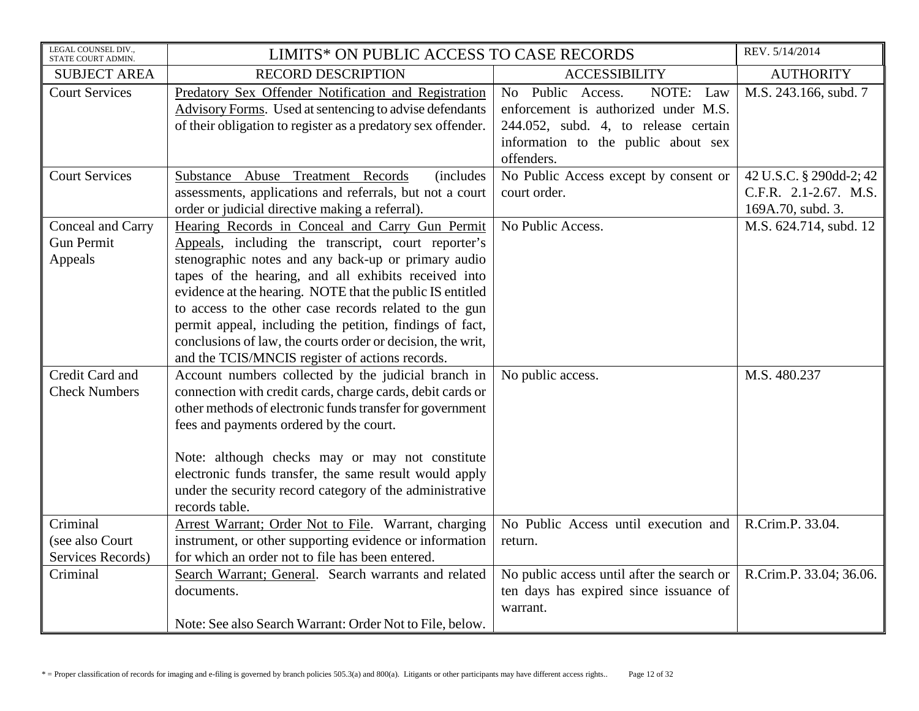| LEGAL COUNSEL DIV., STATE COURT ADMIN. | LIMITS* ON PUBLIC ACCESS TO CASE RECORDS | | REV. 5/14/2014 |
|---|---|---|---|
| SUBJECT AREA | RECORD DESCRIPTION | ACCESSIBILITY | AUTHORITY |
| Court Services | <u>Predatory Sex Offender Notification and Registration Advisory Forms</u>. Used at sentencing to advise defendants of their obligation to register as a predatory sex offender. | No Public Access. NOTE: Law enforcement is authorized under M.S. 244.052, subd. 4, to release certain information to the public about sex offenders. | M.S. 243.166, subd. 7 |
| Court Services | <u>Substance Abuse Treatment Records</u> (includes assessments, applications and referrals, but not a court order or judicial directive making a referral). | No Public Access except by consent or court order. | 42 U.S.C. § 290dd-2; 42 C.F.R. 2.1-2.67. M.S. 169A.70, subd. 3. |
| Conceal and Carry Gun Permit Appeals | <u>Hearing Records in Conceal and Carry Gun Permit Appeals</u>, including the transcript, court reporter's stenographic notes and any back-up or primary audio tapes of the hearing, and all exhibits received into evidence at the hearing. NOTE that the public IS entitled to access to the other case records related to the gun permit appeal, including the petition, findings of fact, conclusions of law, the courts order or decision, the writ, and the TCIS/MNCIS register of actions records. | No Public Access. | M.S. 624.714, subd. 12 |
| Credit Card and Check Numbers | Account numbers collected by the judicial branch in connection with credit cards, charge cards, debit cards or other methods of electronic funds transfer for government fees and payments ordered by the court.<br><br>Note: although checks may or may not constitute electronic funds transfer, the same result would apply under the security record category of the administrative records table. | No public access. | M.S. 480.237 |
| Criminal (see also Court Services Records) | <u>Arrest Warrant; Order Not to File</u>. Warrant, charging instrument, or other supporting evidence or information for which an order not to file has been entered. | No Public Access until execution and return. | R.Crim.P. 33.04. |
| Criminal | <u>Search Warrant; General</u>. Search warrants and related documents.<br><br>Note: See also Search Warrant: Order Not to File, below. | No public access until after the search or ten days has expired since issuance of warrant. | R.Crim.P. 33.04; 36.06. |

* = Proper classification of records for imaging and e-filing is governed by branch policies 505.3(a) and 800(a). Litigants or other participants may have different access rights..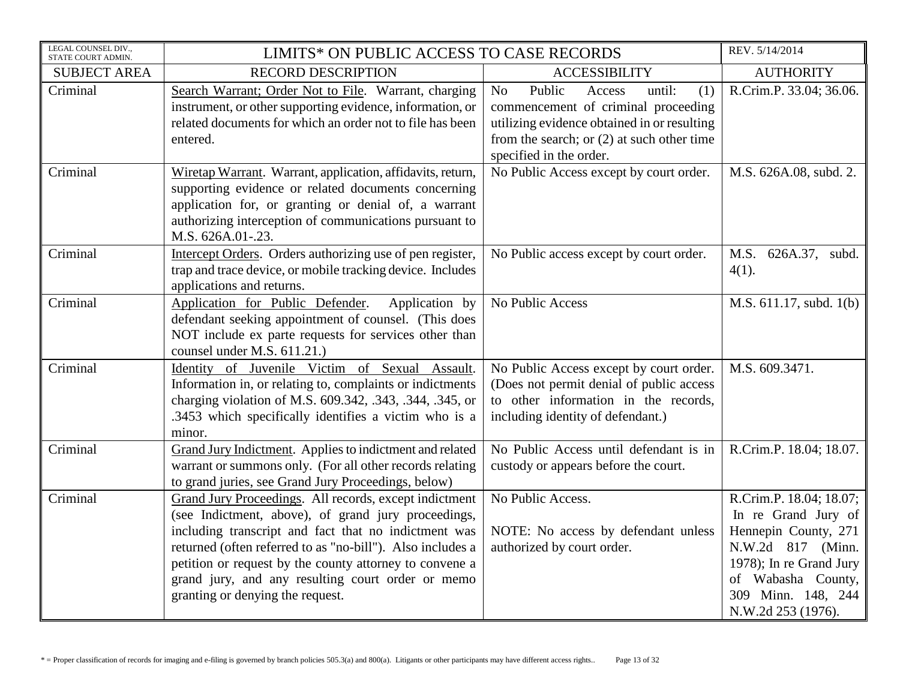| LEGAL COUNSEL DIV., STATE COURT ADMIN. | LIMITS* ON PUBLIC ACCESS TO CASE RECORDS | | REV. 5/14/2014 |
|---|---|---|---|
| SUBJECT AREA | RECORD DESCRIPTION | ACCESSIBILITY | AUTHORITY |
| Criminal | Search Warrant; Order Not to File. Warrant, charging instrument, or other supporting evidence, information, or related documents for which an order not to file has been entered. | No Public Access until: (1) commencement of criminal proceeding utilizing evidence obtained in or resulting from the search; or (2) at such other time specified in the order. | R.Crim.P. 33.04; 36.06. |
| Criminal | Wiretap Warrant. Warrant, application, affidavits, return, supporting evidence or related documents concerning application for, or granting or denial of, a warrant authorizing interception of communications pursuant to M.S. 626A.01-.23. | No Public Access except by court order. | M.S. 626A.08, subd. 2. |
| Criminal | Intercept Orders. Orders authorizing use of pen register, trap and trace device, or mobile tracking device. Includes applications and returns. | No Public access except by court order. | M.S. 626A.37, subd. 4(1). |
| Criminal | Application for Public Defender. Application by defendant seeking appointment of counsel. (This does NOT include ex parte requests for services other than counsel under M.S. 611.21.) | No Public Access | M.S. 611.17, subd. 1(b) |
| Criminal | Identity of Juvenile Victim of Sexual Assault. Information in, or relating to, complaints or indictments charging violation of M.S. 609.342, .343, .344, .345, or .3453 which specifically identifies a victim who is a minor. | No Public Access except by court order. (Does not permit denial of public access to other information in the records, including identity of defendant.) | M.S. 609.3471. |
| Criminal | Grand Jury Indictment. Applies to indictment and related warrant or summons only. (For all other records relating to grand juries, see Grand Jury Proceedings, below) | No Public Access until defendant is in custody or appears before the court. | R.Crim.P. 18.04; 18.07. |
| Criminal | Grand Jury Proceedings. All records, except indictment (see Indictment, above), of grand jury proceedings, including transcript and fact that no indictment was returned (often referred to as "no-bill"). Also includes a petition or request by the county attorney to convene a grand jury, and any resulting court order or memo granting or denying the request. | No Public Access.<br><br>NOTE: No access by defendant unless authorized by court order. | R.Crim.P. 18.04; 18.07; In re Grand Jury of Hennepin County, 271 N.W.2d 817 (Minn. 1978); In re Grand Jury of Wabasha County, 309 Minn. 148, 244 N.W.2d 253 (1976). |

* = Proper classification of records for imaging and e-filing is governed by branch policies 505.3(a) and 800(a). Litigants or other participants may have different access rights..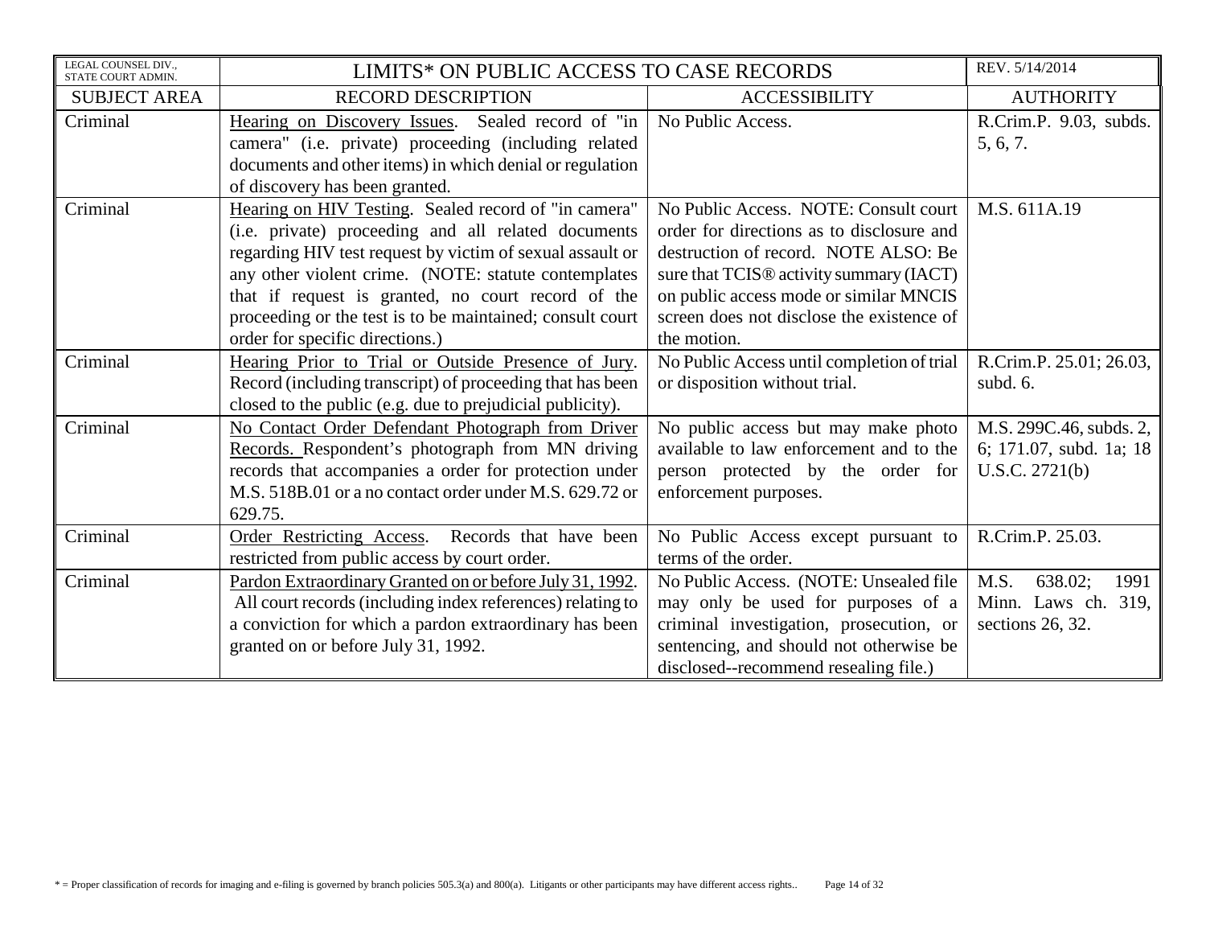| LEGAL COUNSEL DIV., STATE COURT ADMIN. | LIMITS* ON PUBLIC ACCESS TO CASE RECORDS | | REV. 5/14/2014 |
|---|---|---|---|
| SUBJECT AREA | RECORD DESCRIPTION | ACCESSIBILITY | AUTHORITY |
| Criminal | Hearing on Discovery Issues. Sealed record of "in camera" (i.e. private) proceeding (including related documents and other items) in which denial or regulation of discovery has been granted. | No Public Access. | R.Crim.P. 9.03, subds. 5, 6, 7. |
| Criminal | Hearing on HIV Testing. Sealed record of "in camera" (i.e. private) proceeding and all related documents regarding HIV test request by victim of sexual assault or any other violent crime. (NOTE: statute contemplates that if request is granted, no court record of the proceeding or the test is to be maintained; consult court order for specific directions.) | No Public Access. NOTE: Consult court order for directions as to disclosure and destruction of record. NOTE ALSO: Be sure that TCIS® activity summary (IACT) on public access mode or similar MNCIS screen does not disclose the existence of the motion. | M.S. 611A.19 |
| Criminal | Hearing Prior to Trial or Outside Presence of Jury. Record (including transcript) of proceeding that has been closed to the public (e.g. due to prejudicial publicity). | No Public Access until completion of trial or disposition without trial. | R.Crim.P. 25.01; 26.03, subd. 6. |
| Criminal | No Contact Order Defendant Photograph from Driver Records. Respondent's photograph from MN driving records that accompanies a order for protection under M.S. 518B.01 or a no contact order under M.S. 629.72 or 629.75. | No public access but may make photo available to law enforcement and to the person protected by the order for enforcement purposes. | M.S. 299C.46, subds. 2, 6; 171.07, subd. 1a; 18 U.S.C. 2721(b) |
| Criminal | Order Restricting Access. Records that have been restricted from public access by court order. | No Public Access except pursuant to terms of the order. | R.Crim.P. 25.03. |
| Criminal | Pardon Extraordinary Granted on or before July 31, 1992. All court records (including index references) relating to a conviction for which a pardon extraordinary has been granted on or before July 31, 1992. | No Public Access. (NOTE: Unsealed file may only be used for purposes of a criminal investigation, prosecution, or sentencing, and should not otherwise be disclosed--recommend resealing file.) | M.S. 638.02; 1991 Minn. Laws ch. 319, sections 26, 32. |

* = Proper classification of records for imaging and e-filing is governed by branch policies 505.3(a) and 800(a). Litigants or other participants may have different access rights..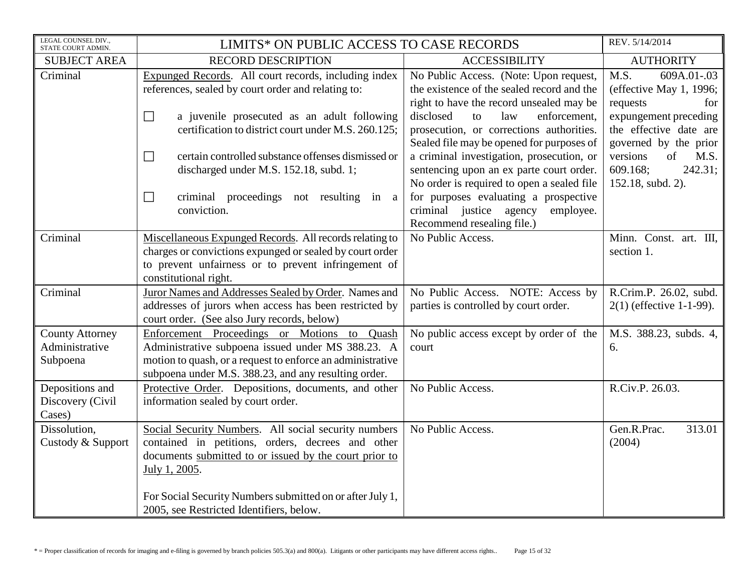| LEGAL COUNSEL DIV., STATE COURT ADMIN. | LIMITS* ON PUBLIC ACCESS TO CASE RECORDS | | REV. 5/14/2014 |
|---|---|---|---|
| SUBJECT AREA | RECORD DESCRIPTION | ACCESSIBILITY | AUTHORITY |
| Criminal | Expunged Records. All court records, including index references, sealed by court order and relating to:<br><br>☐ a juvenile prosecuted as an adult following certification to district court under M.S. 260.125;<br><br>☐ certain controlled substance offenses dismissed or discharged under M.S. 152.18, subd. 1;<br><br>☐ criminal proceedings not resulting in a conviction. | No Public Access. (Note: Upon request, the existence of the sealed record and the right to have the record unsealed may be disclosed to law enforcement, prosecution, or corrections authorities. Sealed file may be opened for purposes of a criminal investigation, prosecution, or sentencing upon an ex parte court order. No order is required to open a sealed file for purposes evaluating a prospective criminal justice agency employee. Recommend resealing file.) | M.S. 609A.01-.03 (effective May 1, 1996; requests for expungement preceding the effective date are governed by the prior versions of M.S. 609.168; 242.31; 152.18, subd. 2). |
| Criminal | Miscellaneous Expunged Records. All records relating to charges or convictions expunged or sealed by court order to prevent unfairness or to prevent infringement of constitutional right. | No Public Access. | Minn. Const. art. III, section 1. |
| Criminal | Juror Names and Addresses Sealed by Order. Names and addresses of jurors when access has been restricted by court order. (See also Jury records, below) | No Public Access. NOTE: Access by parties is controlled by court order. | R.Crim.P. 26.02, subd. 2(1) (effective 1-1-99). |
| County Attorney Administrative Subpoena | Enforcement Proceedings or Motions to Quash Administrative subpoena issued under MS 388.23. A motion to quash, or a request to enforce an administrative subpoena under M.S. 388.23, and any resulting order. | No public access except by order of the court | M.S. 388.23, subds. 4, 6. |
| Depositions and Discovery (Civil Cases) | Protective Order. Depositions, documents, and other information sealed by court order. | No Public Access. | R.Civ.P. 26.03. |
| Dissolution, Custody & Support | Social Security Numbers. All social security numbers contained in petitions, orders, decrees and other documents submitted to or issued by the court prior to July 1, 2005.<br><br>For Social Security Numbers submitted on or after July 1, 2005, see Restricted Identifiers, below. | No Public Access. | Gen.R.Prac. 313.01 (2004) |

* = Proper classification of records for imaging and e-filing is governed by branch policies 505.3(a) and 800(a). Litigants or other participants may have different access rights..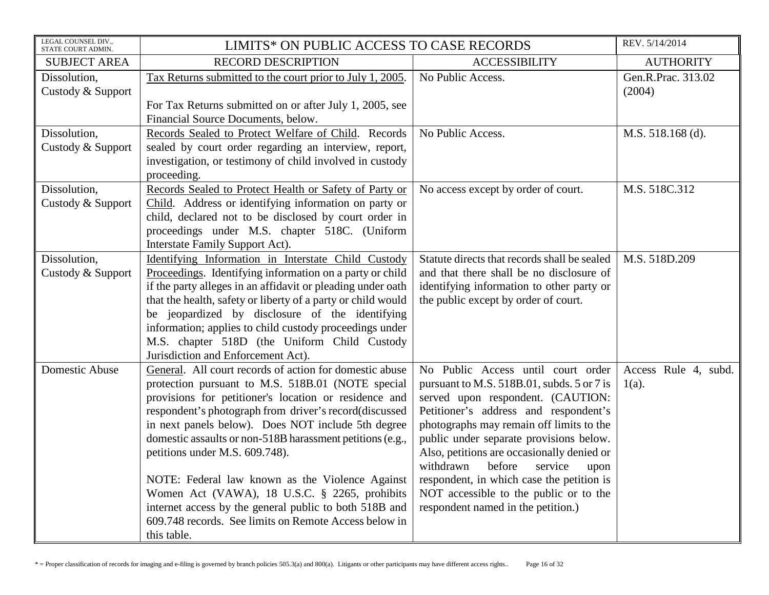| LEGAL COUNSEL DIV., STATE COURT ADMIN. | LIMITS* ON PUBLIC ACCESS TO CASE RECORDS | | REV. 5/14/2014 |
|---|---|---|---|
| SUBJECT AREA | RECORD DESCRIPTION | ACCESSIBILITY | AUTHORITY |
| Dissolution, Custody & Support | Tax Returns submitted to the court prior to July 1, 2005.<br><br>For Tax Returns submitted on or after July 1, 2005, see Financial Source Documents, below. | No Public Access. | Gen.R.Prac. 313.02 (2004) |
| Dissolution, Custody & Support | Records Sealed to Protect Welfare of Child. Records sealed by court order regarding an interview, report, investigation, or testimony of child involved in custody proceeding. | No Public Access. | M.S. 518.168 (d). |
| Dissolution, Custody & Support | Records Sealed to Protect Health or Safety of Party or Child. Address or identifying information on party or child, declared not to be disclosed by court order in proceedings under M.S. chapter 518C. (Uniform Interstate Family Support Act). | No access except by order of court. | M.S. 518C.312 |
| Dissolution, Custody & Support | Identifying Information in Interstate Child Custody Proceedings. Identifying information on a party or child if the party alleges in an affidavit or pleading under oath that the health, safety or liberty of a party or child would be jeopardized by disclosure of the identifying information; applies to child custody proceedings under M.S. chapter 518D (the Uniform Child Custody Jurisdiction and Enforcement Act). | Statute directs that records shall be sealed and that there shall be no disclosure of identifying information to other party or the public except by order of court. | M.S. 518D.209 |
| Domestic Abuse | General. All court records of action for domestic abuse protection pursuant to M.S. 518B.01 (NOTE special provisions for petitioner's location or residence and respondent's photograph from driver's record(discussed in next panels below). Does NOT include 5th degree domestic assaults or non-518B harassment petitions (e.g., petitions under M.S. 609.748).<br><br>NOTE: Federal law known as the Violence Against Women Act (VAWA), 18 U.S.C. § 2265, prohibits internet access by the general public to both 518B and 609.748 records. See limits on Remote Access below in this table. | No Public Access until court order pursuant to M.S. 518B.01, subds. 5 or 7 is served upon respondent. (CAUTION: Petitioner's address and respondent's photographs may remain off limits to the public under separate provisions below. Also, petitions are occasionally denied or withdrawn before service upon respondent, in which case the petition is NOT accessible to the public or to the respondent named in the petition.) | Access Rule 4, subd. 1(a). |

* = Proper classification of records for imaging and e-filing is governed by branch policies 505.3(a) and 800(a). Litigants or other participants may have different access rights..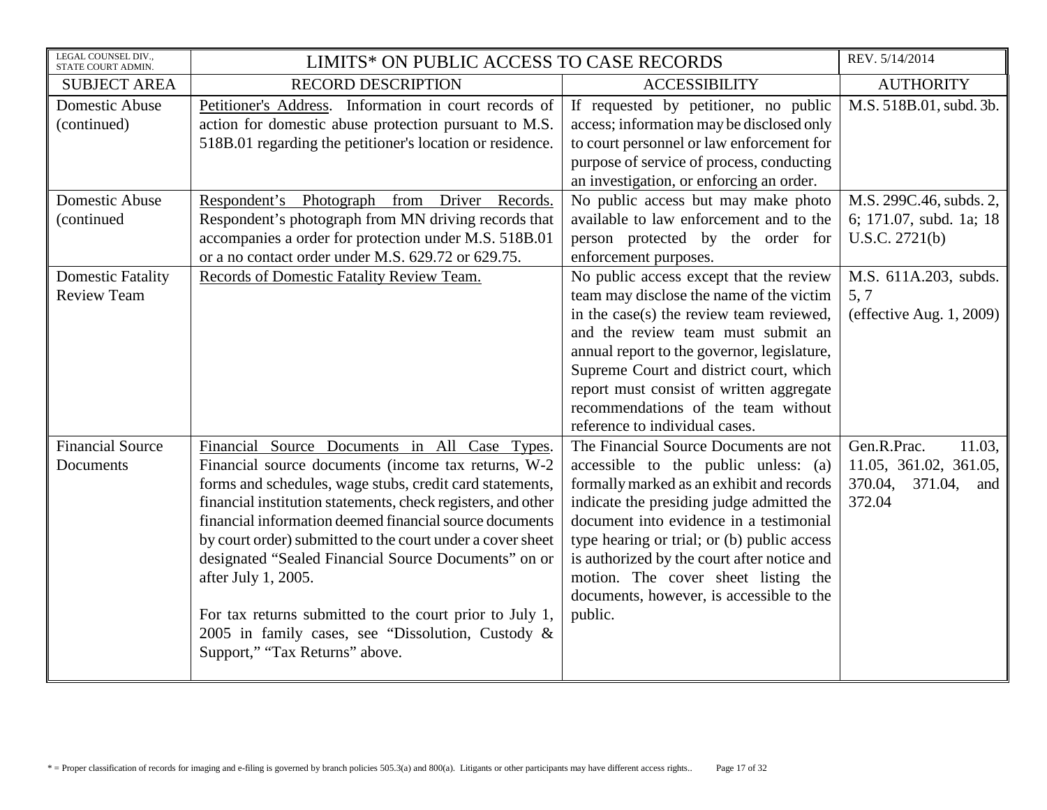| LEGAL COUNSEL DIV., STATE COURT ADMIN. | LIMITS* ON PUBLIC ACCESS TO CASE RECORDS | | REV. 5/14/2014 |
|---|---|---|---|
| SUBJECT AREA | RECORD DESCRIPTION | ACCESSIBILITY | AUTHORITY |
| Domestic Abuse (continued) | Petitioner's Address. Information in court records of action for domestic abuse protection pursuant to M.S. 518B.01 regarding the petitioner's location or residence. | If requested by petitioner, no public access; information may be disclosed only to court personnel or law enforcement for purpose of service of process, conducting an investigation, or enforcing an order. | M.S. 518B.01, subd. 3b. |
| Domestic Abuse (continued | Respondent's Photograph from Driver Records. Respondent's photograph from MN driving records that accompanies a order for protection under M.S. 518B.01 or a no contact order under M.S. 629.72 or 629.75. | No public access but may make photo available to law enforcement and to the person protected by the order for enforcement purposes. | M.S. 299C.46, subds. 2, 6; 171.07, subd. 1a; 18 U.S.C. 2721(b) |
| Domestic Fatality Review Team | Records of Domestic Fatality Review Team. | No public access except that the review team may disclose the name of the victim in the case(s) the review team reviewed, and the review team must submit an annual report to the governor, legislature, Supreme Court and district court, which report must consist of written aggregate recommendations of the team without reference to individual cases. | M.S. 611A.203, subds. 5, 7 (effective Aug. 1, 2009) |
| Financial Source Documents | Financial Source Documents in All Case Types. Financial source documents (income tax returns, W-2 forms and schedules, wage stubs, credit card statements, financial institution statements, check registers, and other financial information deemed financial source documents by court order) submitted to the court under a cover sheet designated "Sealed Financial Source Documents" on or after July 1, 2005.<br><br>For tax returns submitted to the court prior to July 1, 2005 in family cases, see "Dissolution, Custody & Support," "Tax Returns" above. | The Financial Source Documents are not accessible to the public unless: (a) formally marked as an exhibit and records indicate the presiding judge admitted the document into evidence in a testimonial type hearing or trial; or (b) public access is authorized by the court after notice and motion. The cover sheet listing the documents, however, is accessible to the public. | Gen.R.Prac. 11.03, 11.05, 361.02, 361.05, 370.04, 371.04, and 372.04 |

* = Proper classification of records for imaging and e-filing is governed by branch policies 505.3(a) and 800(a). Litigants or other participants may have different access rights..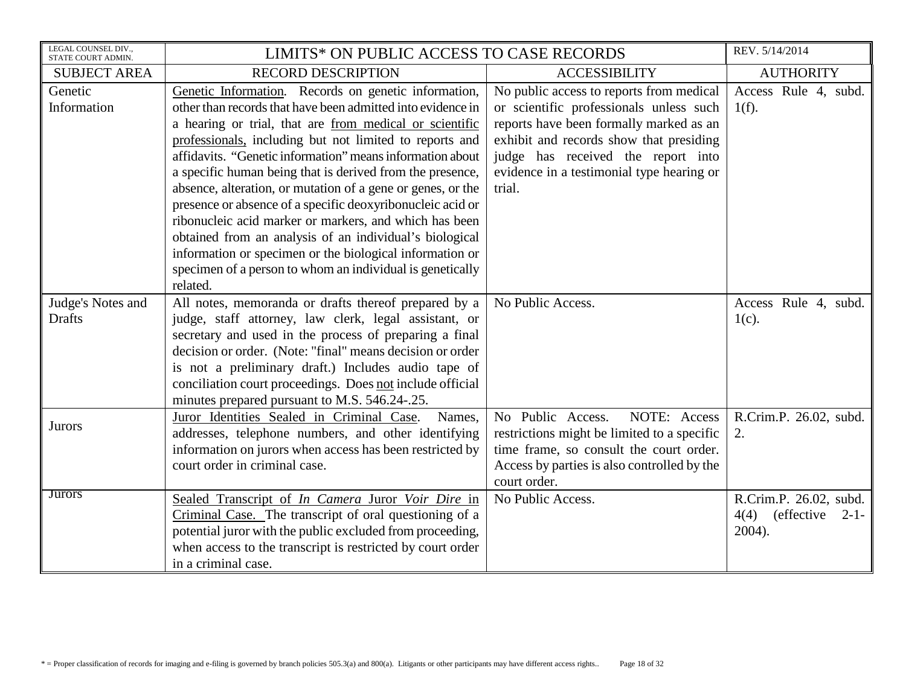| LEGAL COUNSEL DIV., STATE COURT ADMIN. | LIMITS* ON PUBLIC ACCESS TO CASE RECORDS | | REV. 5/14/2014 |
|---|---|---|---|
| SUBJECT AREA | RECORD DESCRIPTION | ACCESSIBILITY | AUTHORITY |
| Genetic Information | Genetic Information. Records on genetic information, other than records that have been admitted into evidence in a hearing or trial, that are from medical or scientific professionals, including but not limited to reports and affidavits. "Genetic information" means information about a specific human being that is derived from the presence, absence, alteration, or mutation of a gene or genes, or the presence or absence of a specific deoxyribonucleic acid or ribonucleic acid marker or markers, and which has been obtained from an analysis of an individual's biological information or specimen or the biological information or specimen of a person to whom an individual is genetically related. | No public access to reports from medical or scientific professionals unless such reports have been formally marked as an exhibit and records show that presiding judge has received the report into evidence in a testimonial type hearing or trial. | Access Rule 4, subd. 1(f). |
| Judge's Notes and Drafts | All notes, memoranda or drafts thereof prepared by a judge, staff attorney, law clerk, legal assistant, or secretary and used in the process of preparing a final decision or order. (Note: "final" means decision or order is not a preliminary draft.) Includes audio tape of conciliation court proceedings. Does not include official minutes prepared pursuant to M.S. 546.24-.25. | No Public Access. | Access Rule 4, subd. 1(c). |
| Jurors | Juror Identities Sealed in Criminal Case. Names, addresses, telephone numbers, and other identifying information on jurors when access has been restricted by court order in criminal case. | No Public Access. NOTE: Access restrictions might be limited to a specific time frame, so consult the court order. Access by parties is also controlled by the court order. | R.Crim.P. 26.02, subd. 2. |
| Jurors | Sealed Transcript of *In Camera* Juror *Voir Dire* in Criminal Case. The transcript of oral questioning of a potential juror with the public excluded from proceeding, when access to the transcript is restricted by court order in a criminal case. | No Public Access. | R.Crim.P. 26.02, subd. 4(4) (effective 2-1-2004). |

* = Proper classification of records for imaging and e-filing is governed by branch policies 505.3(a) and 800(a). Litigants or other participants may have different access rights..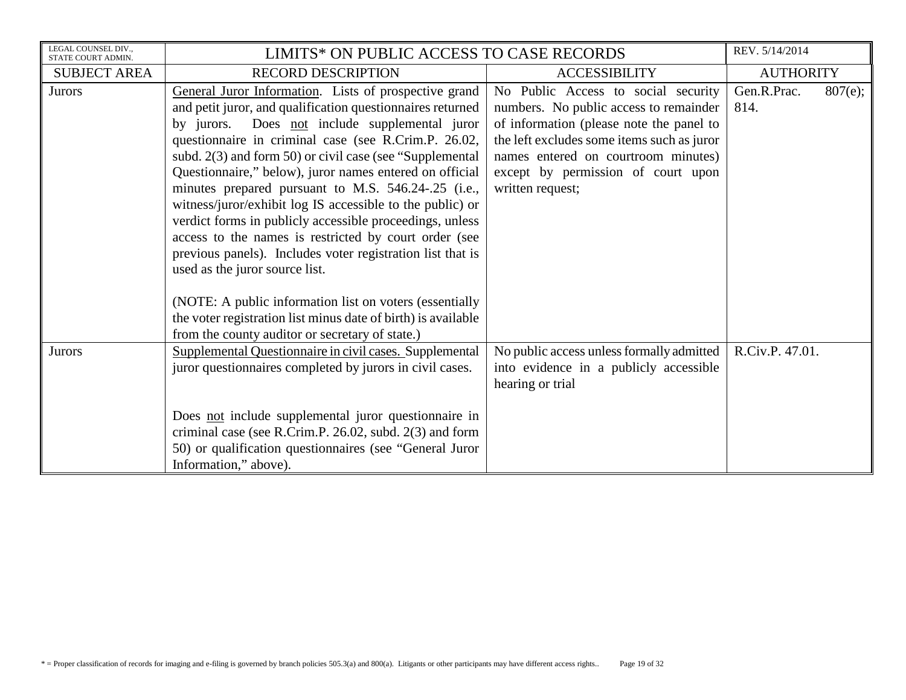| LEGAL COUNSEL DIV., STATE COURT ADMIN. | LIMITS* ON PUBLIC ACCESS TO CASE RECORDS | | REV. 5/14/2014 |
|---|---|---|---|
| SUBJECT AREA | RECORD DESCRIPTION | ACCESSIBILITY | AUTHORITY |
| Jurors | General Juror Information. Lists of prospective grand and petit juror, and qualification questionnaires returned by jurors. Does not include supplemental juror questionnaire in criminal case (see R.Crim.P. 26.02, subd. 2(3) and form 50) or civil case (see "Supplemental Questionnaire," below), juror names entered on official minutes prepared pursuant to M.S. 546.24-.25 (i.e., witness/juror/exhibit log IS accessible to the public) or verdict forms in publicly accessible proceedings, unless access to the names is restricted by court order (see previous panels). Includes voter registration list that is used as the juror source list.<br><br>(NOTE: A public information list on voters (essentially the voter registration list minus date of birth) is available from the county auditor or secretary of state.) | No Public Access to social security numbers. No public access to remainder of information (please note the panel to the left excludes some items such as juror names entered on courtroom minutes) except by permission of court upon written request; | Gen.R.Prac. 807(e); 814. |
| Jurors | Supplemental Questionnaire in civil cases. Supplemental juror questionnaires completed by jurors in civil cases.<br><br>Does not include supplemental juror questionnaire in criminal case (see R.Crim.P. 26.02, subd. 2(3) and form 50) or qualification questionnaires (see "General Juror Information," above). | No public access unless formally admitted into evidence in a publicly accessible hearing or trial | R.Civ.P. 47.01. |

* = Proper classification of records for imaging and e-filing is governed by branch policies 505.3(a) and 800(a). Litigants or other participants may have different access rights..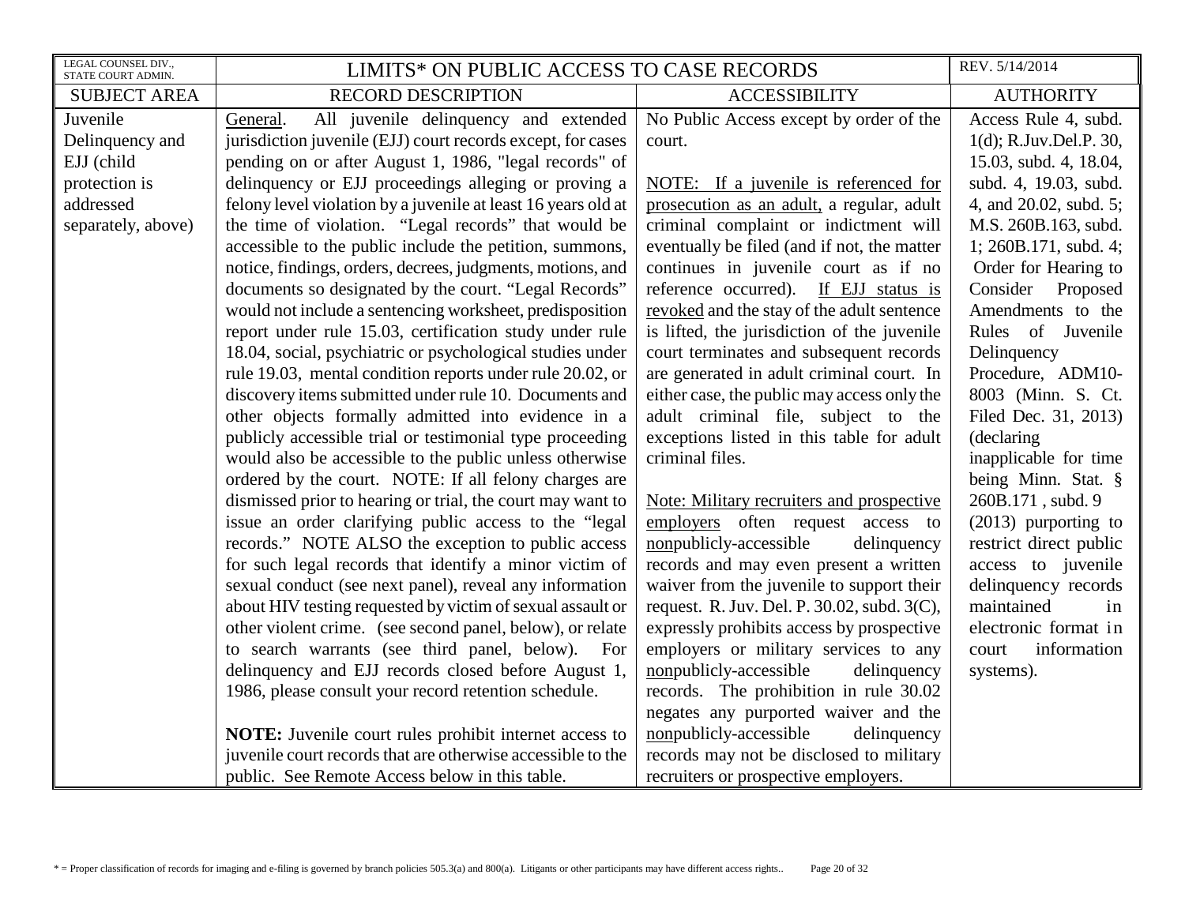| LEGAL COUNSEL DIV., STATE COURT ADMIN. | LIMITS* ON PUBLIC ACCESS TO CASE RECORDS | | REV. 5/14/2014 |
|---|---|---|---|
| SUBJECT AREA | RECORD DESCRIPTION | ACCESSIBILITY | AUTHORITY |
| Juvenile Delinquency and EJJ (child protection is addressed separately, above) | General. All juvenile delinquency and extended jurisdiction juvenile (EJJ) court records except, for cases pending on or after August 1, 1986, "legal records" of delinquency or EJJ proceedings alleging or proving a felony level violation by a juvenile at least 16 years old at the time of violation. "Legal records" that would be accessible to the public include the petition, summons, notice, findings, orders, decrees, judgments, motions, and documents so designated by the court. "Legal Records" would not include a sentencing worksheet, predisposition report under rule 15.03, certification study under rule 18.04, social, psychiatric or psychological studies under rule 19.03, mental condition reports under rule 20.02, or discovery items submitted under rule 10. Documents and other objects formally admitted into evidence in a publicly accessible trial or testimonial type proceeding would also be accessible to the public unless otherwise ordered by the court. NOTE: If all felony charges are dismissed prior to hearing or trial, the court may want to issue an order clarifying public access to the "legal records." NOTE ALSO the exception to public access for such legal records that identify a minor victim of sexual conduct (see next panel), reveal any information about HIV testing requested by victim of sexual assault or other violent crime. (see second panel, below), or relate to search warrants (see third panel, below). For delinquency and EJJ records closed before August 1, 1986, please consult your record retention schedule.<br><br>**NOTE:** Juvenile court rules prohibit internet access to juvenile court records that are otherwise accessible to the public. See Remote Access below in this table. | No Public Access except by order of the court.<br><br>NOTE: If a juvenile is referenced for prosecution as an adult, a regular, adult criminal complaint or indictment will eventually be filed (and if not, the matter continues in juvenile court as if no reference occurred). If EJJ status is revoked and the stay of the adult sentence is lifted, the jurisdiction of the juvenile court terminates and subsequent records are generated in adult criminal court. In either case, the public may access only the adult criminal file, subject to the exceptions listed in this table for adult criminal files.<br><br>Note: Military recruiters and prospective employers often request access to nonpublicly-accessible delinquency records and may even present a written waiver from the juvenile to support their request. R. Juv. Del. P. 30.02, subd. 3(C), expressly prohibits access by prospective employers or military services to any nonpublicly-accessible delinquency records. The prohibition in rule 30.02 negates any purported waiver and the nonpublicly-accessible delinquency records may not be disclosed to military recruiters or prospective employers. | Access Rule 4, subd. 1(d); R.Juv.Del.P. 30, 15.03, subd. 4, 18.04, subd. 4, 19.03, subd. 4, and 20.02, subd. 5; M.S. 260B.163, subd. 1; 260B.171, subd. 4; Order for Hearing to Consider Proposed Amendments to the Rules of Juvenile Delinquency Procedure, ADM10-8003 (Minn. S. Ct. Filed Dec. 31, 2013) (declaring inapplicable for time being Minn. Stat. § 260B.171 , subd. 9 (2013) purporting to restrict direct public access to juvenile delinquency records maintained in electronic format in court information systems). |

* = Proper classification of records for imaging and e-filing is governed by branch policies 505.3(a) and 800(a). Litigants or other participants may have different access rights..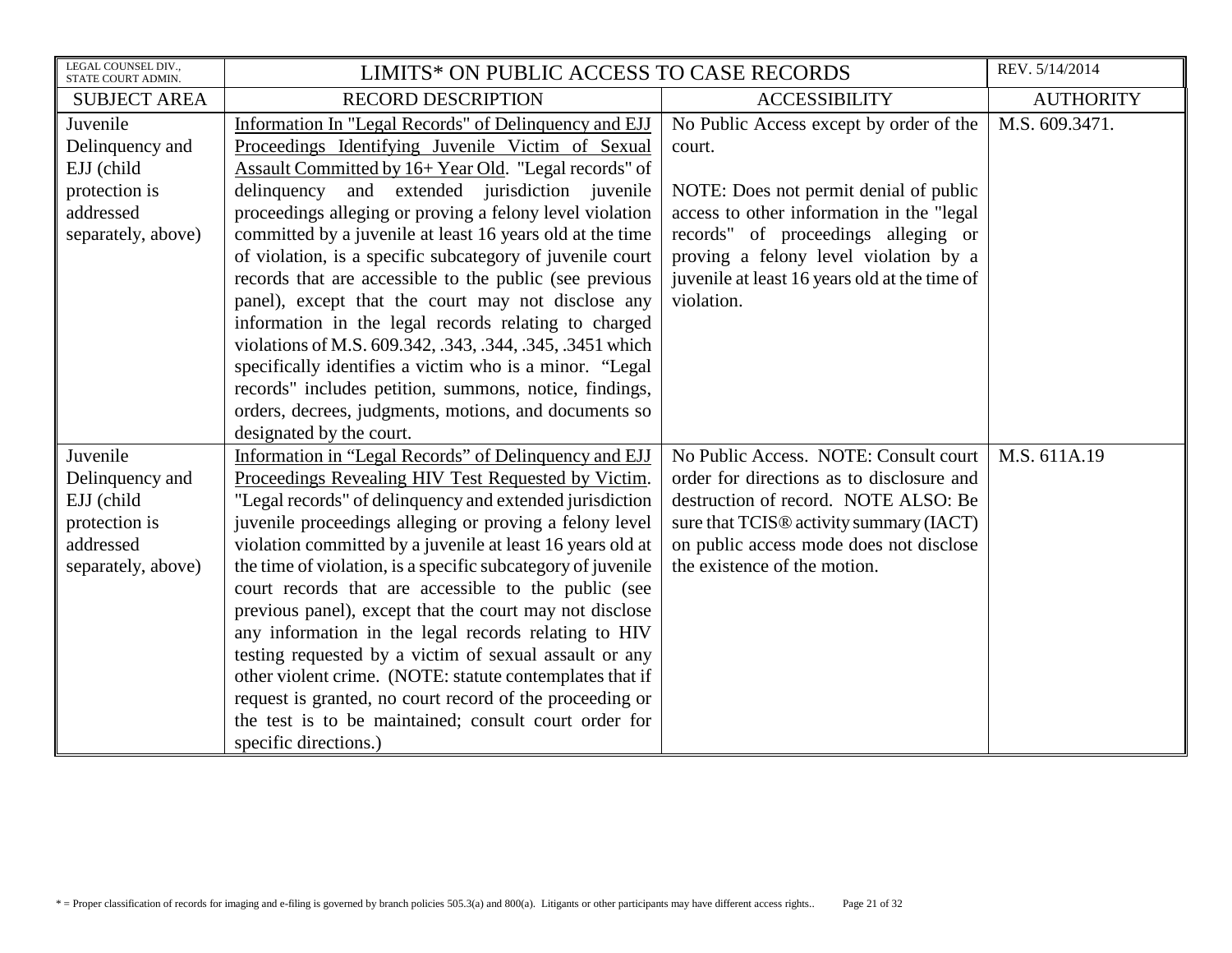| LEGAL COUNSEL DIV., STATE COURT ADMIN. | LIMITS* ON PUBLIC ACCESS TO CASE RECORDS | | REV. 5/14/2014 |
|---|---|---|---|
| SUBJECT AREA | RECORD DESCRIPTION | ACCESSIBILITY | AUTHORITY |
| Juvenile Delinquency and EJJ (child protection is addressed separately, above) | <u>Information In "Legal Records" of Delinquency and EJJ Proceedings Identifying Juvenile Victim of Sexual Assault Committed by 16+ Year Old</u>. "Legal records" of delinquency and extended jurisdiction juvenile proceedings alleging or proving a felony level violation committed by a juvenile at least 16 years old at the time of violation, is a specific subcategory of juvenile court records that are accessible to the public (see previous panel), except that the court may not disclose any information in the legal records relating to charged violations of M.S. 609.342, .343, .344, .345, .3451 which specifically identifies a victim who is a minor. "Legal records" includes petition, summons, notice, findings, orders, decrees, judgments, motions, and documents so designated by the court. | No Public Access except by order of the court.<br><br>NOTE: Does not permit denial of public access to other information in the "legal records" of proceedings alleging or proving a felony level violation by a juvenile at least 16 years old at the time of violation. | M.S. 609.3471. |
| Juvenile Delinquency and EJJ (child protection is addressed separately, above) | <u>Information in "Legal Records" of Delinquency and EJJ Proceedings Revealing HIV Test Requested by Victim</u>. "Legal records" of delinquency and extended jurisdiction juvenile proceedings alleging or proving a felony level violation committed by a juvenile at least 16 years old at the time of violation, is a specific subcategory of juvenile court records that are accessible to the public (see previous panel), except that the court may not disclose any information in the legal records relating to HIV testing requested by a victim of sexual assault or any other violent crime. (NOTE: statute contemplates that if request is granted, no court record of the proceeding or the test is to be maintained; consult court order for specific directions.) | No Public Access. NOTE: Consult court order for directions as to disclosure and destruction of record. NOTE ALSO: Be sure that TCIS® activity summary (IACT) on public access mode does not disclose the existence of the motion. | M.S. 611A.19 |

* = Proper classification of records for imaging and e-filing is governed by branch policies 505.3(a) and 800(a). Litigants or other participants may have different access rights..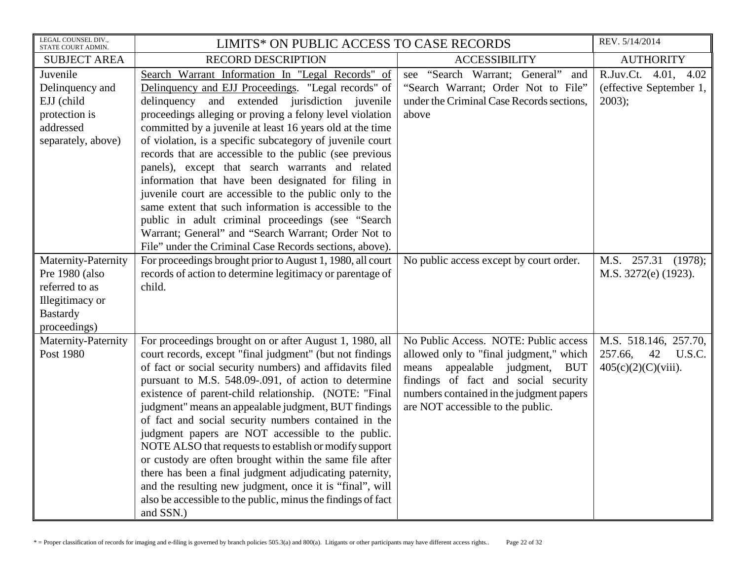| SUBJECT AREA | RECORD DESCRIPTION | ACCESSIBILITY | AUTHORITY |
|---|---|---|---|
| Juvenile Delinquency and EJJ (child protection is addressed separately, above) | Search Warrant Information In "Legal Records" of Delinquency and EJJ Proceedings. "Legal records" of delinquency and extended jurisdiction juvenile proceedings alleging or proving a felony level violation committed by a juvenile at least 16 years old at the time of violation, is a specific subcategory of juvenile court records that are accessible to the public (see previous panels), except that search warrants and related information that have been designated for filing in juvenile court are accessible to the public only to the same extent that such information is accessible to the public in adult criminal proceedings (see "Search Warrant; General" and "Search Warrant; Order Not to File" under the Criminal Case Records sections, above). | see "Search Warrant; General" and "Search Warrant; Order Not to File" under the Criminal Case Records sections, above | R.Juv.Ct. 4.01, 4.02 (effective September 1, 2003); |
| Maternity-Paternity Pre 1980 (also referred to as Illegitimacy or Bastardy proceedings) | For proceedings brought prior to August 1, 1980, all court records of action to determine legitimacy or parentage of child. | No public access except by court order. | M.S. 257.31 (1978); M.S. 3272(e) (1923). |
| Maternity-Paternity Post 1980 | For proceedings brought on or after August 1, 1980, all court records, except "final judgment" (but not findings of fact or social security numbers) and affidavits filed pursuant to M.S. 548.09-.091, of action to determine existence of parent-child relationship. (NOTE: "Final judgment" means an appealable judgment, BUT findings of fact and social security numbers contained in the judgment papers are NOT accessible to the public. NOTE ALSO that requests to establish or modify support or custody are often brought within the same file after there has been a final judgment adjudicating paternity, and the resulting new judgment, once it is "final", will also be accessible to the public, minus the findings of fact and SSN.) | No Public Access. NOTE: Public access allowed only to "final judgment," which means appealable judgment, BUT findings of fact and social security numbers contained in the judgment papers are NOT accessible to the public. | M.S. 518.146, 257.70, 257.66, 42 U.S.C. 405(c)(2)(C)(viii). |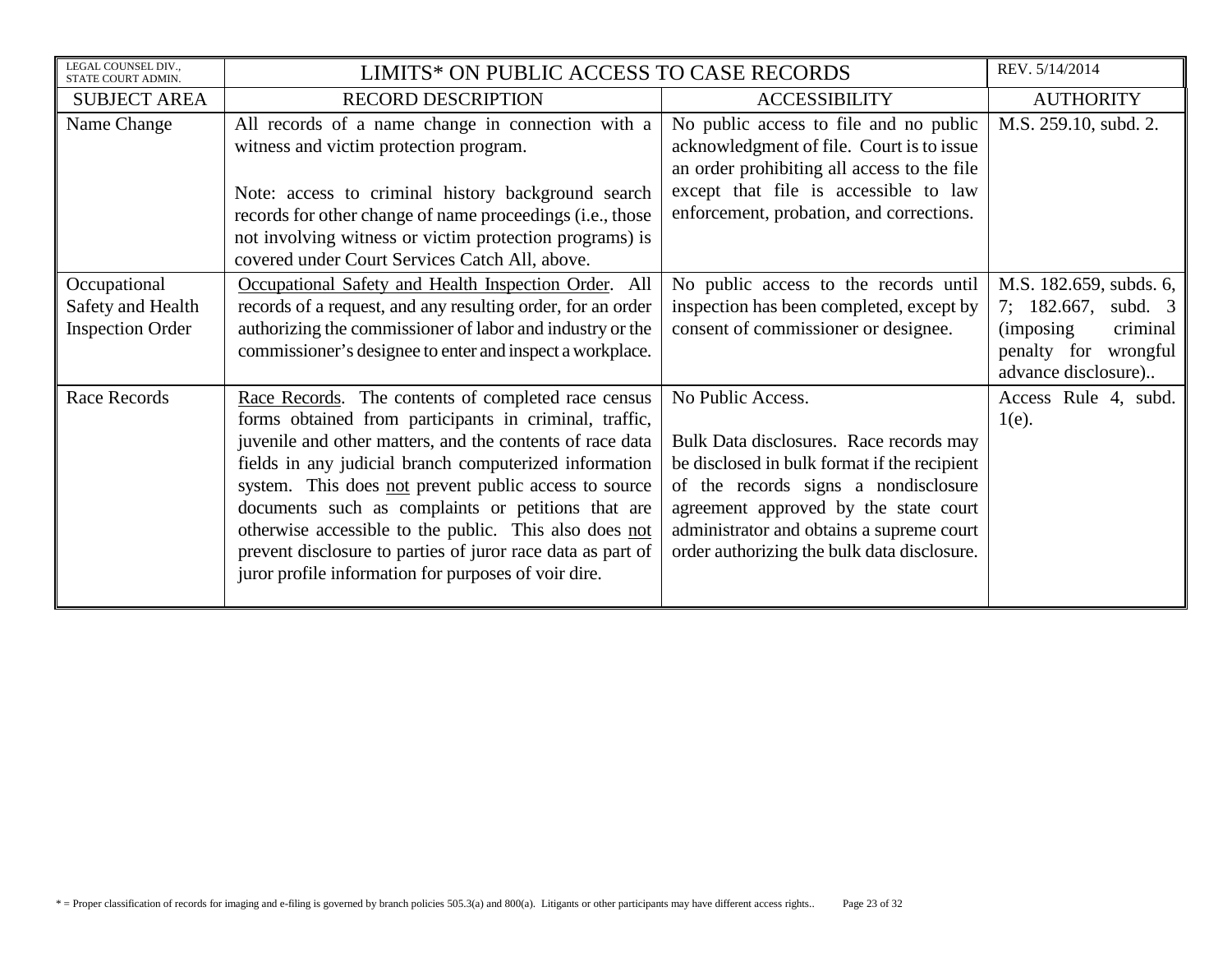| LEGAL COUNSEL DIV., STATE COURT ADMIN. | LIMITS* ON PUBLIC ACCESS TO CASE RECORDS | | REV. 5/14/2014 |
|---|---|---|---|
| SUBJECT AREA | RECORD DESCRIPTION | ACCESSIBILITY | AUTHORITY |
| Name Change | All records of a name change in connection with a witness and victim protection program.<br><br>Note: access to criminal history background search records for other change of name proceedings (i.e., those not involving witness or victim protection programs) is covered under Court Services Catch All, above. | No public access to file and no public acknowledgment of file. Court is to issue an order prohibiting all access to the file except that file is accessible to law enforcement, probation, and corrections. | M.S. 259.10, subd. 2. |
| Occupational Safety and Health Inspection Order | <u>Occupational Safety and Health Inspection Order</u>. All records of a request, and any resulting order, for an order authorizing the commissioner of labor and industry or the commissioner's designee to enter and inspect a workplace. | No public access to the records until inspection has been completed, except by consent of commissioner or designee. | M.S. 182.659, subds. 6, 7; 182.667, subd. 3 (imposing criminal penalty for wrongful advance disclosure).. |
| Race Records | <u>Race Records</u>. The contents of completed race census forms obtained from participants in criminal, traffic, juvenile and other matters, and the contents of race data fields in any judicial branch computerized information system. This does <u>not</u> prevent public access to source documents such as complaints or petitions that are otherwise accessible to the public. This also does <u>not</u> prevent disclosure to parties of juror race data as part of juror profile information for purposes of voir dire. | No Public Access.<br><br>Bulk Data disclosures. Race records may be disclosed in bulk format if the recipient of the records signs a nondisclosure agreement approved by the state court administrator and obtains a supreme court order authorizing the bulk data disclosure. | Access Rule 4, subd. 1(e). |

* = Proper classification of records for imaging and e-filing is governed by branch policies 505.3(a) and 800(a). Litigants or other participants may have different access rights..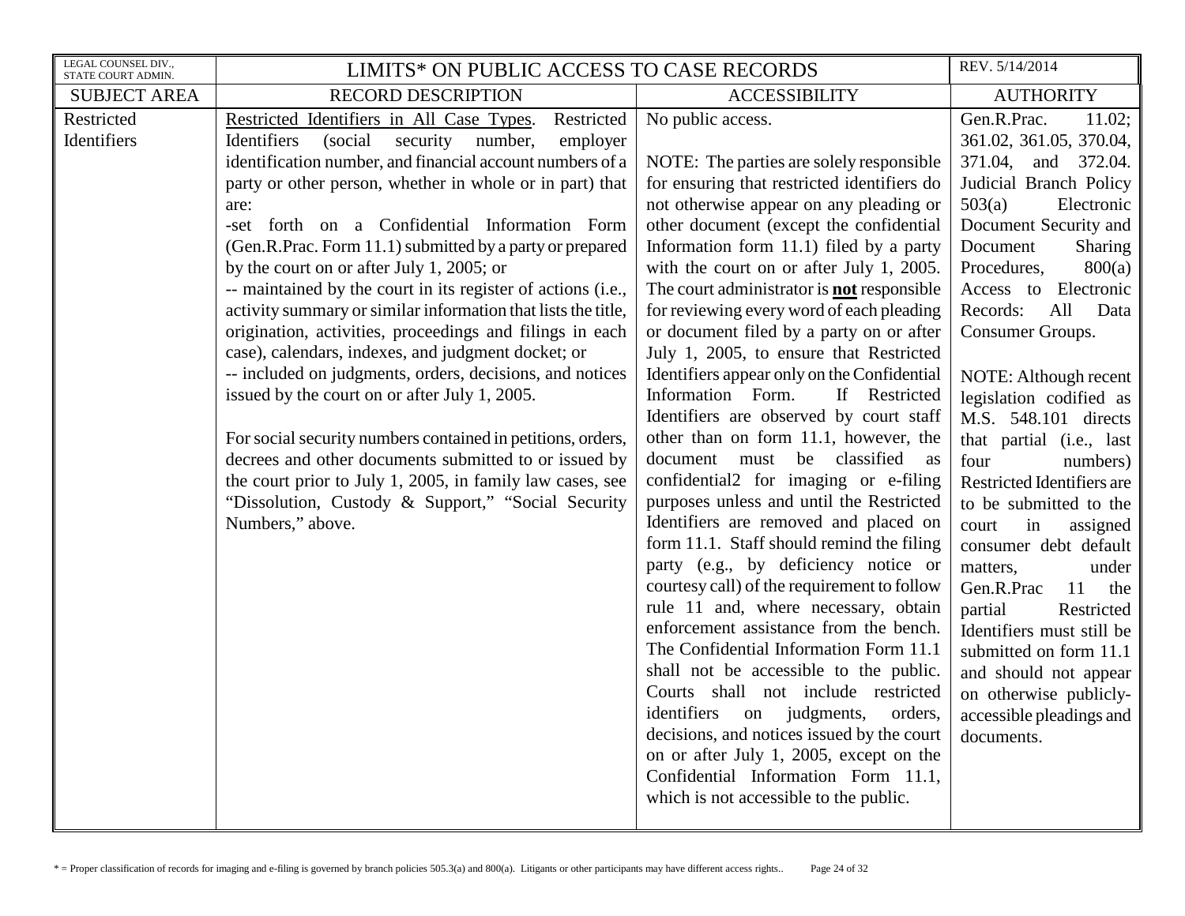| LEGAL COUNSEL DIV., STATE COURT ADMIN. | LIMITS* ON PUBLIC ACCESS TO CASE RECORDS | | REV. 5/14/2014 |
|---|---|---|---|
| SUBJECT AREA | RECORD DESCRIPTION | ACCESSIBILITY | AUTHORITY |
| Restricted Identifiers | Restricted Identifiers in All Case Types. Restricted Identifiers (social security number, employer identification number, and financial account numbers of a party or other person, whether in whole or in part) that are:<br>-set forth on a Confidential Information Form (Gen.R.Prac. Form 11.1) submitted by a party or prepared by the court on or after July 1, 2005; or<br>-- maintained by the court in its register of actions (i.e., activity summary or similar information that lists the title, origination, activities, proceedings and filings in each case), calendars, indexes, and judgment docket; or<br>-- included on judgments, orders, decisions, and notices issued by the court on or after July 1, 2005.<br><br>For social security numbers contained in petitions, orders, decrees and other documents submitted to or issued by the court prior to July 1, 2005, in family law cases, see "Dissolution, Custody & Support," "Social Security Numbers," above. | No public access.<br><br>NOTE: The parties are solely responsible for ensuring that restricted identifiers do not otherwise appear on any pleading or other document (except the confidential Information form 11.1) filed by a party with the court on or after July 1, 2005. The court administrator is **not** responsible for reviewing every word of each pleading or document filed by a party on or after July 1, 2005, to ensure that Restricted Identifiers appear only on the Confidential Information Form. If Restricted Identifiers are observed by court staff other than on form 11.1, however, the document must be classified as confidential2 for imaging or e-filing purposes unless and until the Restricted Identifiers are removed and placed on form 11.1. Staff should remind the filing party (e.g., by deficiency notice or courtesy call) of the requirement to follow rule 11 and, where necessary, obtain enforcement assistance from the bench. The Confidential Information Form 11.1 shall not be accessible to the public. Courts shall not include restricted identifiers on judgments, orders, decisions, and notices issued by the court on or after July 1, 2005, except on the Confidential Information Form 11.1, which is not accessible to the public. | Gen.R.Prac. 11.02; 361.02, 361.05, 370.04, 371.04, and 372.04. Judicial Branch Policy 503(a) Electronic Document Security and Document Sharing Procedures, 800(a) Access to Electronic Records: All Data Consumer Groups.<br><br>NOTE: Although recent legislation codified as M.S. 548.101 directs that partial (i.e., last four numbers) Restricted Identifiers are to be submitted to the court in assigned consumer debt default matters, under Gen.R.Prac 11 the partial Restricted Identifiers must still be submitted on form 11.1 and should not appear on otherwise publicly-accessible pleadings and documents. |

* = Proper classification of records for imaging and e-filing is governed by branch policies 505.3(a) and 800(a). Litigants or other participants may have different access rights..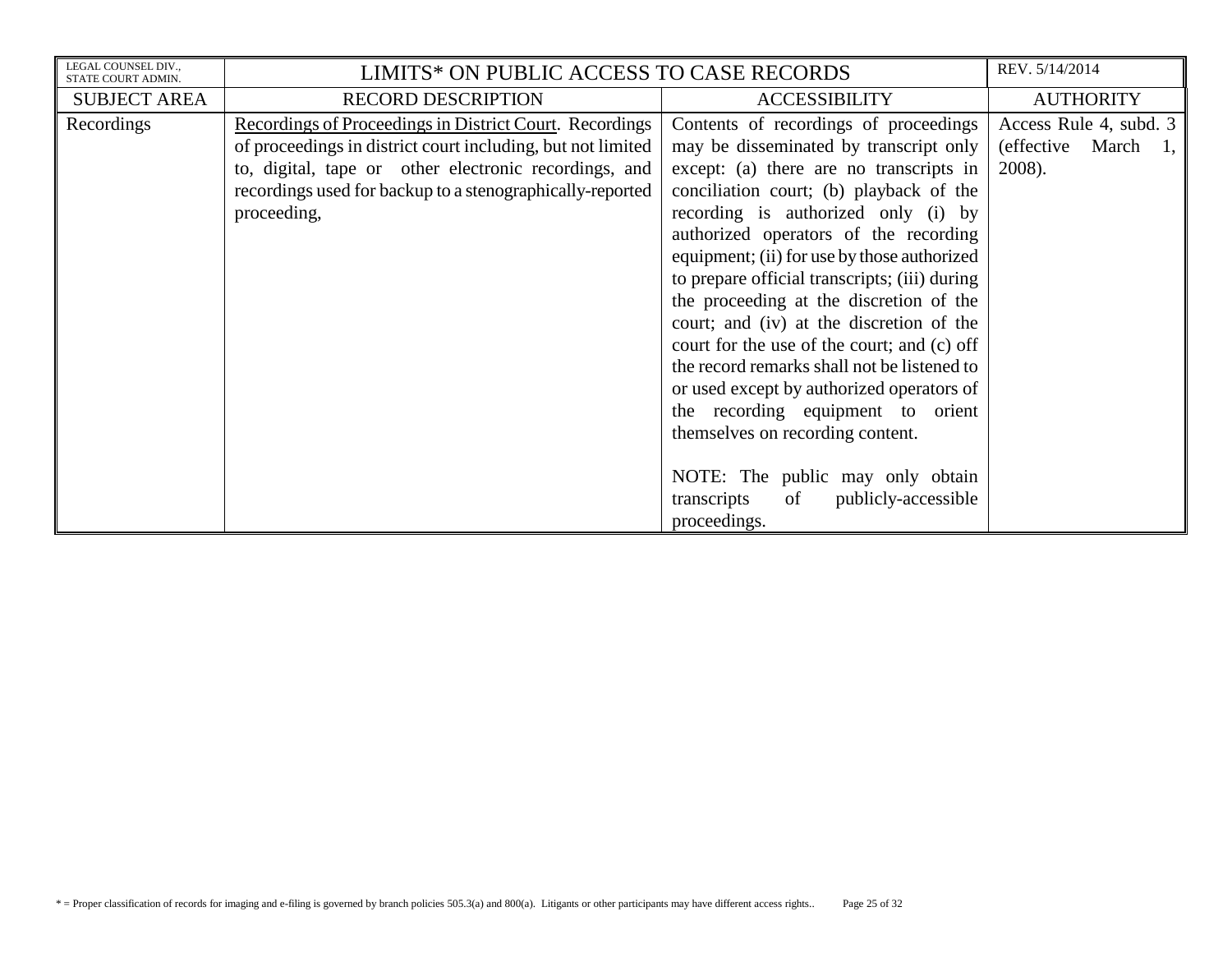| SUBJECT AREA | RECORD DESCRIPTION | ACCESSIBILITY | AUTHORITY |
|---|---|---|---|
| Recordings | Recordings of Proceedings in District Court. Recordings of proceedings in district court including, but not limited to, digital, tape or other electronic recordings, and recordings used for backup to a stenographically-reported proceeding, | Contents of recordings of proceedings may be disseminated by transcript only except: (a) there are no transcripts in conciliation court; (b) playback of the recording is authorized only (i) by authorized operators of the recording equipment; (ii) for use by those authorized to prepare official transcripts; (iii) during the proceeding at the discretion of the court; and (iv) at the discretion of the court for the use of the court; and (c) off the record remarks shall not be listened to or used except by authorized operators of the recording equipment to orient themselves on recording content. <br><br> NOTE: The public may only obtain transcripts of publicly-accessible proceedings. | Access Rule 4, subd. 3 (effective March 1, 2008). |

* = Proper classification of records for imaging and e-filing is governed by branch policies 505.3(a) and 800(a). Litigants or other participants may have different access rights..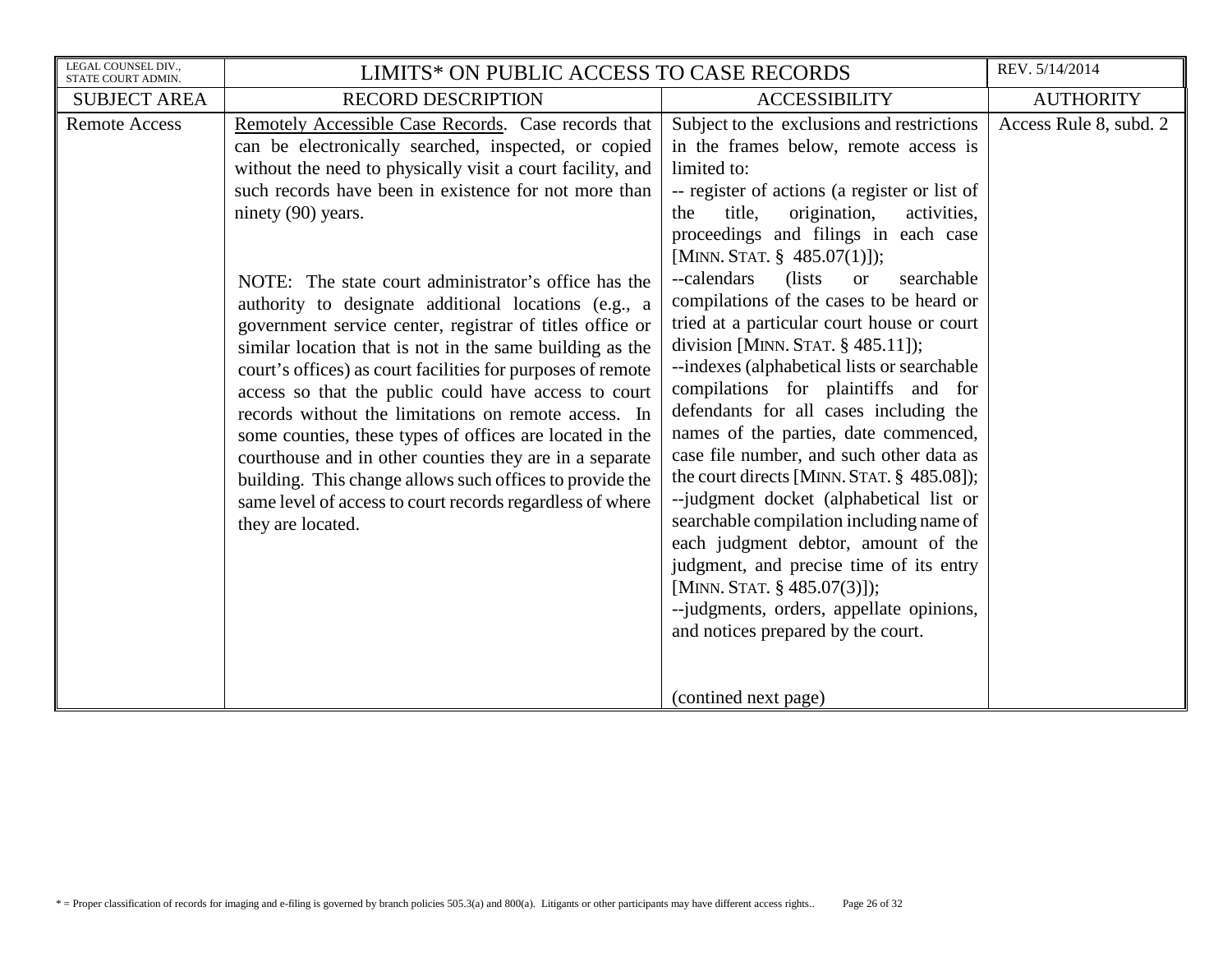| LEGAL COUNSEL DIV., STATE COURT ADMIN. | LIMITS* ON PUBLIC ACCESS TO CASE RECORDS | | REV. 5/14/2014 |
|---|---|---|---|
| SUBJECT AREA | RECORD DESCRIPTION | ACCESSIBILITY | AUTHORITY |
| Remote Access | <u>Remotely Accessible Case Records</u>. Case records that can be electronically searched, inspected, or copied without the need to physically visit a court facility, and such records have been in existence for not more than ninety (90) years.<br><br>NOTE: The state court administrator's office has the authority to designate additional locations (e.g., a government service center, registrar of titles office or similar location that is not in the same building as the court's offices) as court facilities for purposes of remote access so that the public could have access to court records without the limitations on remote access. In some counties, these types of offices are located in the courthouse and in other counties they are in a separate building. This change allows such offices to provide the same level of access to court records regardless of where they are located. | Subject to the exclusions and restrictions in the frames below, remote access is limited to:<br>-- register of actions (a register or list of the title, origination, activities, proceedings and filings in each case [MINN. STAT. § 485.07(1)]);<br>--calendars (lists or searchable compilations of the cases to be heard or tried at a particular court house or court division [MINN. STAT. § 485.11]);<br>--indexes (alphabetical lists or searchable compilations for plaintiffs and for defendants for all cases including the names of the parties, date commenced, case file number, and such other data as the court directs [MINN. STAT. § 485.08]);<br>--judgment docket (alphabetical list or searchable compilation including name of each judgment debtor, amount of the judgment, and precise time of its entry [MINN. STAT. § 485.07(3)]);<br>--judgments, orders, appellate opinions, and notices prepared by the court.<br><br>(contined next page) | Access Rule 8, subd. 2 |

* = Proper classification of records for imaging and e-filing is governed by branch policies 505.3(a) and 800(a). Litigants or other participants may have different access rights..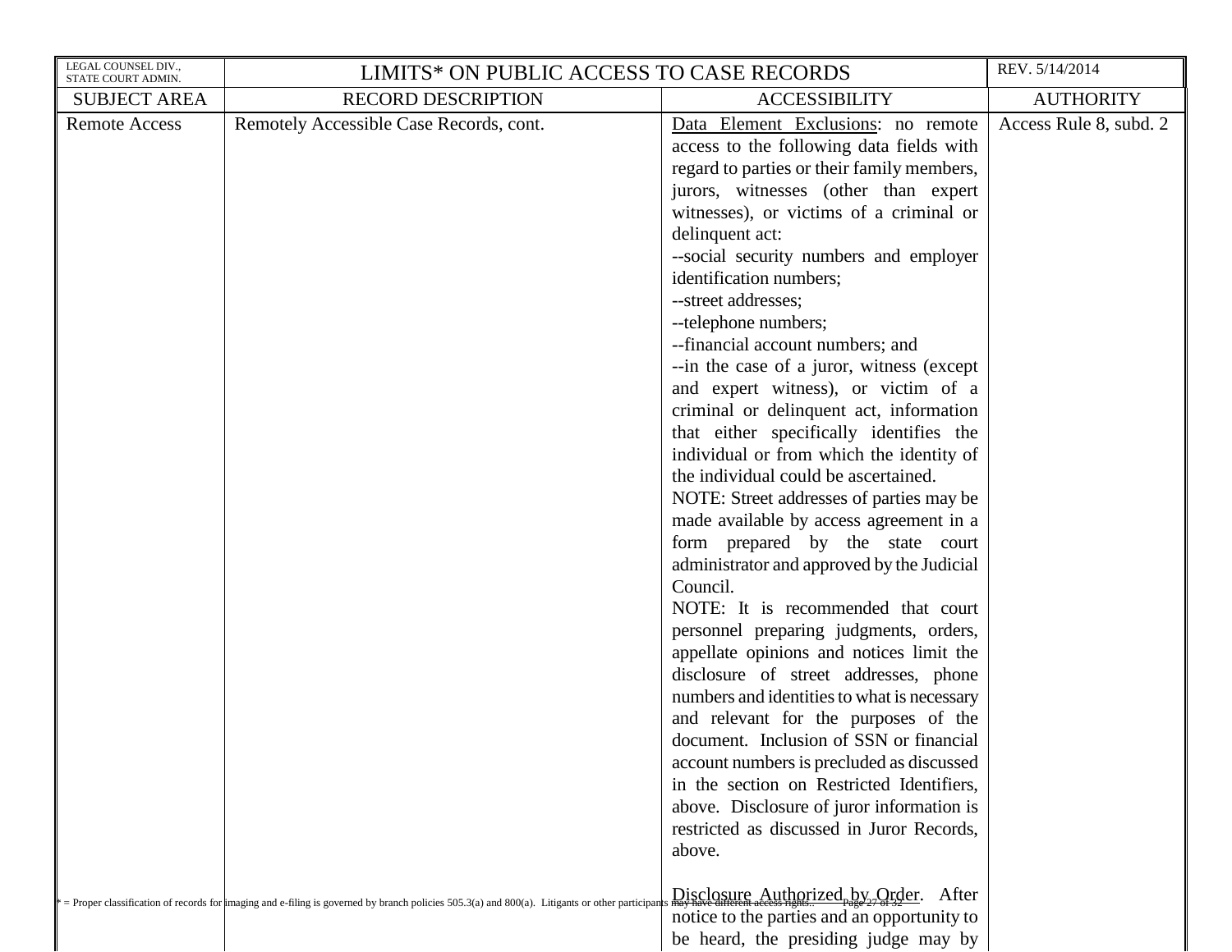| LEGAL COUNSEL DIV., STATE COURT ADMIN. | LIMITS* ON PUBLIC ACCESS TO CASE RECORDS | | REV. 5/14/2014 |
|---|---|---|---|
| SUBJECT AREA | RECORD DESCRIPTION | ACCESSIBILITY | AUTHORITY |
| Remote Access | Remotely Accessible Case Records, cont. | Data Element Exclusions: no remote access to the following data fields with regard to parties or their family members, jurors, witnesses (other than expert witnesses), or victims of a criminal or delinquent act:<br>--social security numbers and employer identification numbers;<br>--street addresses;<br>--telephone numbers;<br>--financial account numbers; and<br>--in the case of a juror, witness (except and expert witness), or victim of a criminal or delinquent act, information that either specifically identifies the individual or from which the identity of the individual could be ascertained.<br>NOTE: Street addresses of parties may be made available by access agreement in a form prepared by the state court administrator and approved by the Judicial Council.<br>NOTE: It is recommended that court personnel preparing judgments, orders, appellate opinions and notices limit the disclosure of street addresses, phone numbers and identities to what is necessary and relevant for the purposes of the document. Inclusion of SSN or financial account numbers is precluded as discussed in the section on Restricted Identifiers, above. Disclosure of juror information is restricted as discussed in Juror Records, above.<br><br>Disclosure Authorized by Order. After notice to the parties and an opportunity to be heard, the presiding judge may by | Access Rule 8, subd. 2 |

\* = Proper classification of records for imaging and e-filing is governed by branch policies 505.3(a) and 800(a). Litigants or other participants may have different access rights.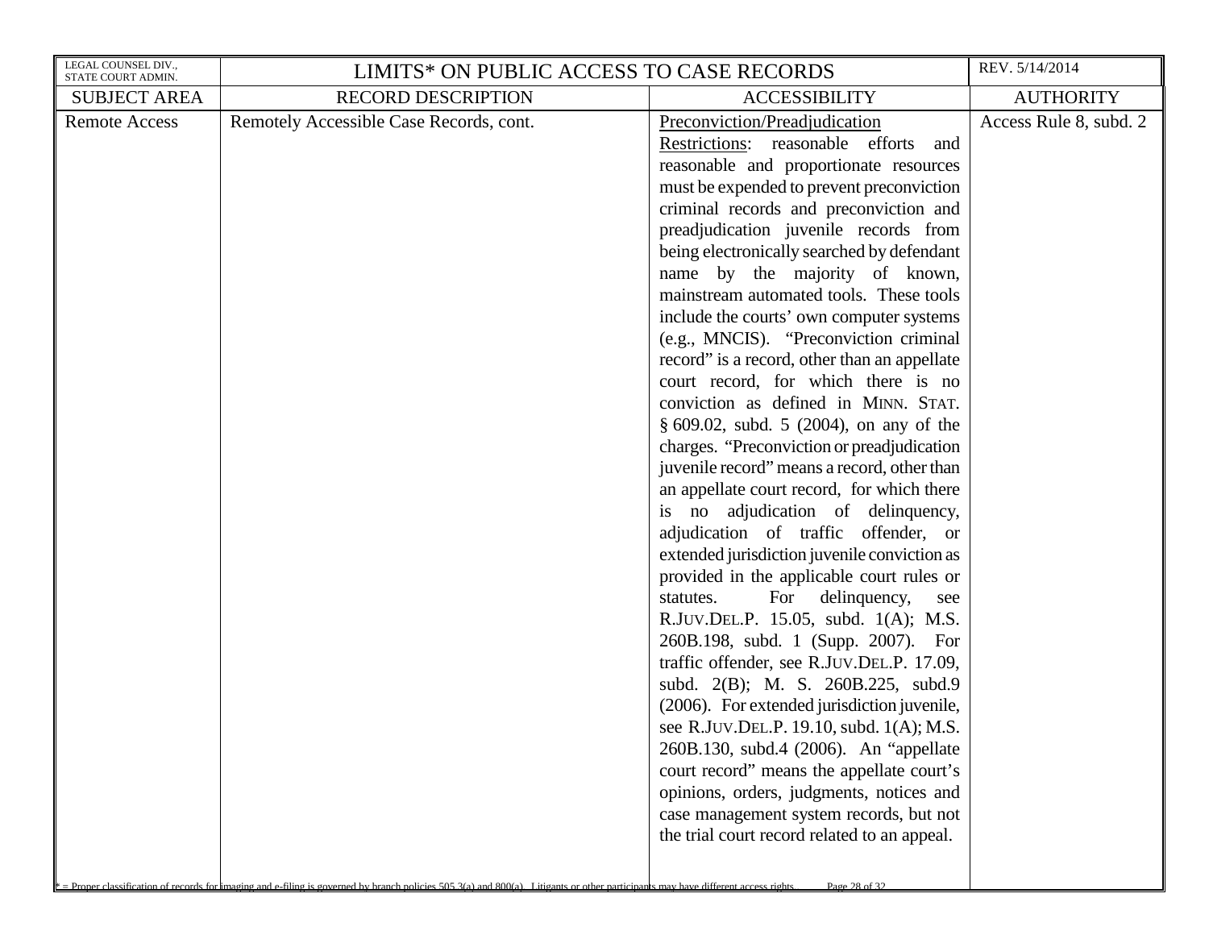| LEGAL COUNSEL DIV., STATE COURT ADMIN. | LIMITS* ON PUBLIC ACCESS TO CASE RECORDS | | REV. 5/14/2014 |
|---|---|---|---|
| SUBJECT AREA | RECORD DESCRIPTION | ACCESSIBILITY | AUTHORITY |
| Remote Access | Remotely Accessible Case Records, cont. | Preconviction/Preadjudication Restrictions: reasonable efforts and reasonable and proportionate resources must be expended to prevent preconviction criminal records and preconviction and preadjudication juvenile records from being electronically searched by defendant name by the majority of known, mainstream automated tools. These tools include the courts' own computer systems (e.g., MNCIS). "Preconviction criminal record" is a record, other than an appellate court record, for which there is no conviction as defined in MINN. STAT. § 609.02, subd. 5 (2004), on any of the charges. "Preconviction or preadjudication juvenile record" means a record, other than an appellate court record, for which there is no adjudication of delinquency, adjudication of traffic offender, or extended jurisdiction juvenile conviction as provided in the applicable court rules or statutes. For delinquency, see R.JUV.DEL.P. 15.05, subd. 1(A); M.S. 260B.198, subd. 1 (Supp. 2007). For traffic offender, see R.JUV.DEL.P. 17.09, subd. 2(B); M. S. 260B.225, subd.9 (2006). For extended jurisdiction juvenile, see R.JUV.DEL.P. 19.10, subd. 1(A); M.S. 260B.130, subd.4 (2006). An "appellate court record" means the appellate court's opinions, orders, judgments, notices and case management system records, but not the trial court record related to an appeal. | Access Rule 8, subd. 2 |

* = Proper classification of records for imaging and e-filing is governed by branch policies 505.3(a) and 800(a). Litigants or other participants may have different access rights.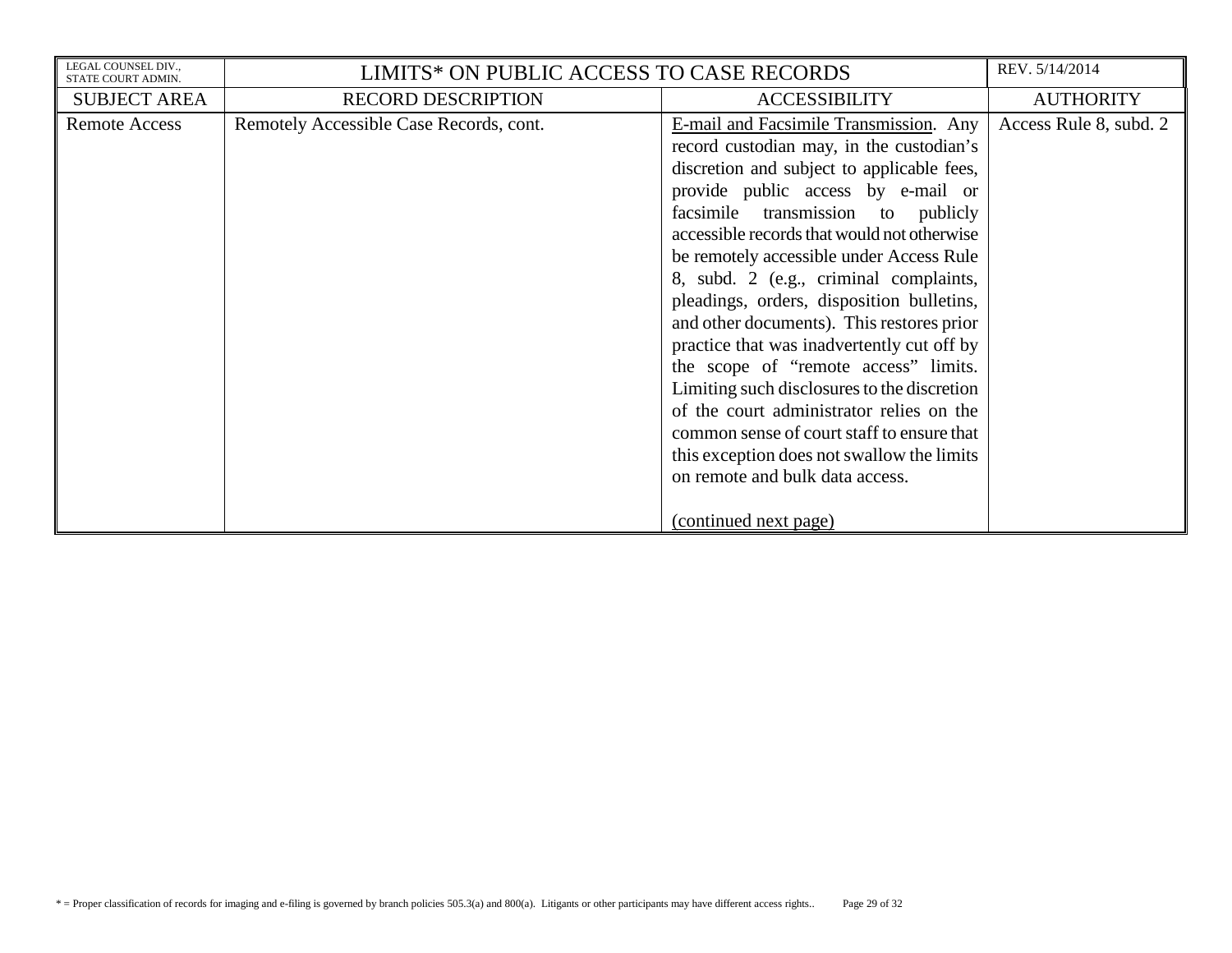| LEGAL COUNSEL DIV., STATE COURT ADMIN. | LIMITS* ON PUBLIC ACCESS TO CASE RECORDS | | REV. 5/14/2014 |
|---|---|---|---|
| SUBJECT AREA | RECORD DESCRIPTION | ACCESSIBILITY | AUTHORITY |
| Remote Access | Remotely Accessible Case Records, cont. | <u>E-mail and Facsimile Transmission</u>. Any record custodian may, in the custodian's discretion and subject to applicable fees, provide public access by e-mail or facsimile transmission to publicly accessible records that would not otherwise be remotely accessible under Access Rule 8, subd. 2 (e.g., criminal complaints, pleadings, orders, disposition bulletins, and other documents). This restores prior practice that was inadvertently cut off by the scope of "remote access" limits. Limiting such disclosures to the discretion of the court administrator relies on the common sense of court staff to ensure that this exception does not swallow the limits on remote and bulk data access.<br><br><u>(continued next page)</u> | Access Rule 8, subd. 2 |

* = Proper classification of records for imaging and e-filing is governed by branch policies 505.3(a) and 800(a). Litigants or other participants may have different access rights..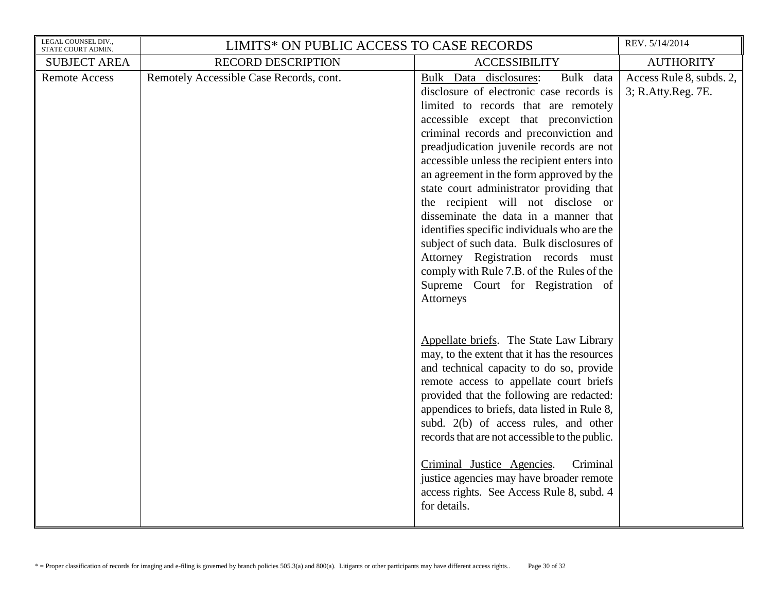| LEGAL COUNSEL DIV., STATE COURT ADMIN. | LIMITS* ON PUBLIC ACCESS TO CASE RECORDS | | REV. 5/14/2014 |
|---|---|---|---|
| SUBJECT AREA | RECORD DESCRIPTION | ACCESSIBILITY | AUTHORITY |
| Remote Access | Remotely Accessible Case Records, cont. | <u>Bulk Data disclosures</u>: Bulk data disclosure of electronic case records is limited to records that are remotely accessible except that preconviction criminal records and preconviction and preadjudication juvenile records are not accessible unless the recipient enters into an agreement in the form approved by the state court administrator providing that the recipient will not disclose or disseminate the data in a manner that identifies specific individuals who are the subject of such data. Bulk disclosures of Attorney Registration records must comply with Rule 7.B. of the Rules of the Supreme Court for Registration of Attorneys<br><br><u>Appellate briefs</u>. The State Law Library may, to the extent that it has the resources and technical capacity to do so, provide remote access to appellate court briefs provided that the following are redacted: appendices to briefs, data listed in Rule 8, subd. 2(b) of access rules, and other records that are not accessible to the public.<br><br><u>Criminal Justice Agencies</u>. Criminal justice agencies may have broader remote access rights. See Access Rule 8, subd. 4 for details. | Access Rule 8, subds. 2, 3; R.Atty.Reg. 7E. |

* = Proper classification of records for imaging and e-filing is governed by branch policies 505.3(a) and 800(a). Litigants or other participants may have different access rights..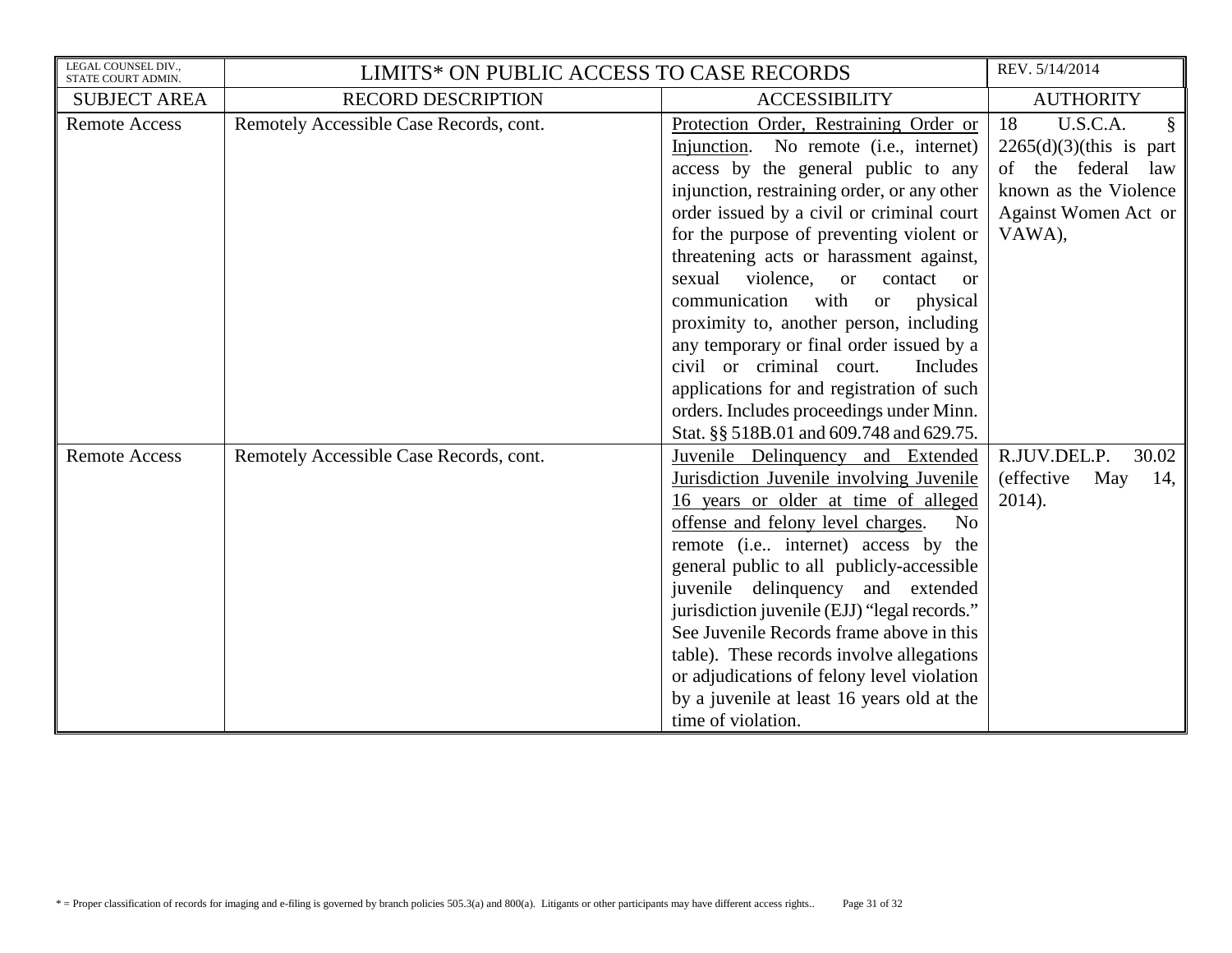| LEGAL COUNSEL DIV., STATE COURT ADMIN. | LIMITS* ON PUBLIC ACCESS TO CASE RECORDS | | REV. 5/14/2014 |
|---|---|---|---|
| SUBJECT AREA | RECORD DESCRIPTION | ACCESSIBILITY | AUTHORITY |
| Remote Access | Remotely Accessible Case Records, cont. | Protection Order, Restraining Order or Injunction. No remote (i.e., internet) access by the general public to any injunction, restraining order, or any other order issued by a civil or criminal court for the purpose of preventing violent or threatening acts or harassment against, sexual violence, or contact or communication with or physical proximity to, another person, including any temporary or final order issued by a civil or criminal court. Includes applications for and registration of such orders. Includes proceedings under Minn. Stat. §§ 518B.01 and 609.748 and 629.75. | 18 U.S.C.A. § 2265(d)(3)(this is part of the federal law known as the Violence Against Women Act or VAWA), |
| Remote Access | Remotely Accessible Case Records, cont. | Juvenile Delinquency and Extended Jurisdiction Juvenile involving Juvenile 16 years or older at time of alleged offense and felony level charges. No remote (i.e.. internet) access by the general public to all publicly-accessible juvenile delinquency and extended jurisdiction juvenile (EJJ) "legal records." See Juvenile Records frame above in this table). These records involve allegations or adjudications of felony level violation by a juvenile at least 16 years old at the time of violation. | R.JUV.DEL.P. 30.02 (effective May 14, 2014). |

* = Proper classification of records for imaging and e-filing is governed by branch policies 505.3(a) and 800(a). Litigants or other participants may have different access rights..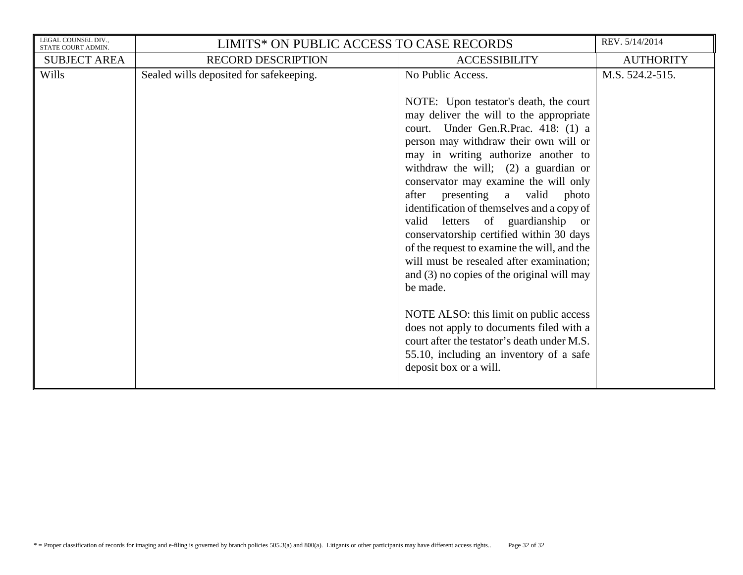| LEGAL COUNSEL DIV., STATE COURT ADMIN. | LIMITS* ON PUBLIC ACCESS TO CASE RECORDS | | REV. 5/14/2014 |
|---|---|---|---|
| SUBJECT AREA | RECORD DESCRIPTION | ACCESSIBILITY | AUTHORITY |
| Wills | Sealed wills deposited for safekeeping. | No Public Access.<br><br>NOTE: Upon testator's death, the court may deliver the will to the appropriate court. Under Gen.R.Prac. 418: (1) a person may withdraw their own will or may in writing authorize another to withdraw the will; (2) a guardian or conservator may examine the will only after presenting a valid photo identification of themselves and a copy of valid letters of guardianship or conservatorship certified within 30 days of the request to examine the will, and the will must be resealed after examination; and (3) no copies of the original will may be made.<br><br>NOTE ALSO: this limit on public access does not apply to documents filed with a court after the testator's death under M.S. 55.10, including an inventory of a safe deposit box or a will. | M.S. 524.2-515. |

* = Proper classification of records for imaging and e-filing is governed by branch policies 505.3(a) and 800(a). Litigants or other participants may have different access rights..